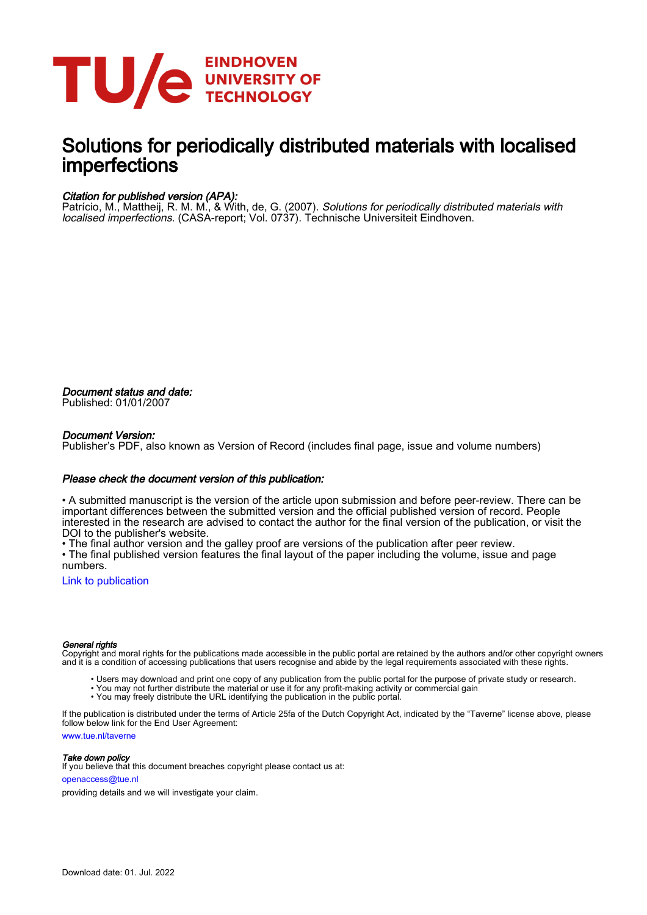# Solutions for periodically distributed materials with localised imperfections

***Citation for published version (APA):***
Patrício, M., Mattheij, R. M. M., & With, de, G. (2007). *Solutions for periodically distributed materials with localised imperfections*. (CASA-report; Vol. 0737). Technische Universiteit Eindhoven.

***Document status and date:***
Published: 01/01/2007

***Document Version:***
Publisher's PDF, also known as Version of Record (includes final page, issue and volume numbers)

***Please check the document version of this publication:***

• A submitted manuscript is the version of the article upon submission and before peer-review. There can be important differences between the submitted version and the official published version of record. People interested in the research are advised to contact the author for the final version of the publication, or visit the DOI to the publisher's website.
• The final author version and the galley proof are versions of the publication after peer review.
• The final published version features the final layout of the paper including the volume, issue and page numbers.

Link to publication

***General rights***
Copyright and moral rights for the publications made accessible in the public portal are retained by the authors and/or other copyright owners and it is a condition of accessing publications that users recognise and abide by the legal requirements associated with these rights.

• Users may download and print one copy of any publication from the public portal for the purpose of private study or research.
• You may not further distribute the material or use it for any profit-making activity or commercial gain
• You may freely distribute the URL identifying the publication in the public portal.

If the publication is distributed under the terms of Article 25fa of the Dutch Copyright Act, indicated by the "Taverne" license above, please follow below link for the End User Agreement:

www.tue.nl/taverne

***Take down policy***
If you believe that this document breaches copyright please contact us at:

openaccess@tue.nl

providing details and we will investigate your claim.

Download date: 01. Jul. 2022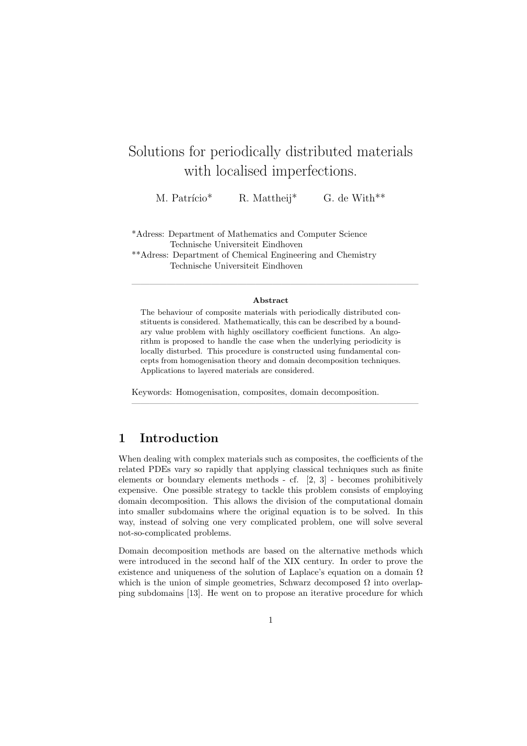# Solutions for periodically distributed materials with localised imperfections.

M. Patrício* R. Mattheij* G. de With**

*Adress: Department of Mathematics and Computer Science
Technische Universiteit Eindhoven
**Adress: Department of Chemical Engineering and Chemistry
Technische Universiteit Eindhoven

---

**Abstract**

The behaviour of composite materials with periodically distributed constituents is considered. Mathematically, this can be described by a boundary value problem with highly oscillatory coefficient functions. An algorithm is proposed to handle the case when the underlying periodicity is locally disturbed. This procedure is constructed using fundamental concepts from homogenisation theory and domain decomposition techniques. Applications to layered materials are considered.

Keywords: Homogenisation, composites, domain decomposition.

---

## 1 Introduction

When dealing with complex materials such as composites, the coefficients of the related PDEs vary so rapidly that applying classical techniques such as finite elements or boundary elements methods - cf. [2, 3] - becomes prohibitively expensive. One possible strategy to tackle this problem consists of employing domain decomposition. This allows the division of the computational domain into smaller subdomains where the original equation is to be solved. In this way, instead of solving one very complicated problem, one will solve several not-so-complicated problems.

Domain decomposition methods are based on the alternative methods which were introduced in the second half of the XIX century. In order to prove the existence and uniqueness of the solution of Laplace's equation on a domain $\Omega$ which is the union of simple geometries, Schwarz decomposed $\Omega$ into overlapping subdomains [13]. He went on to propose an iterative procedure for which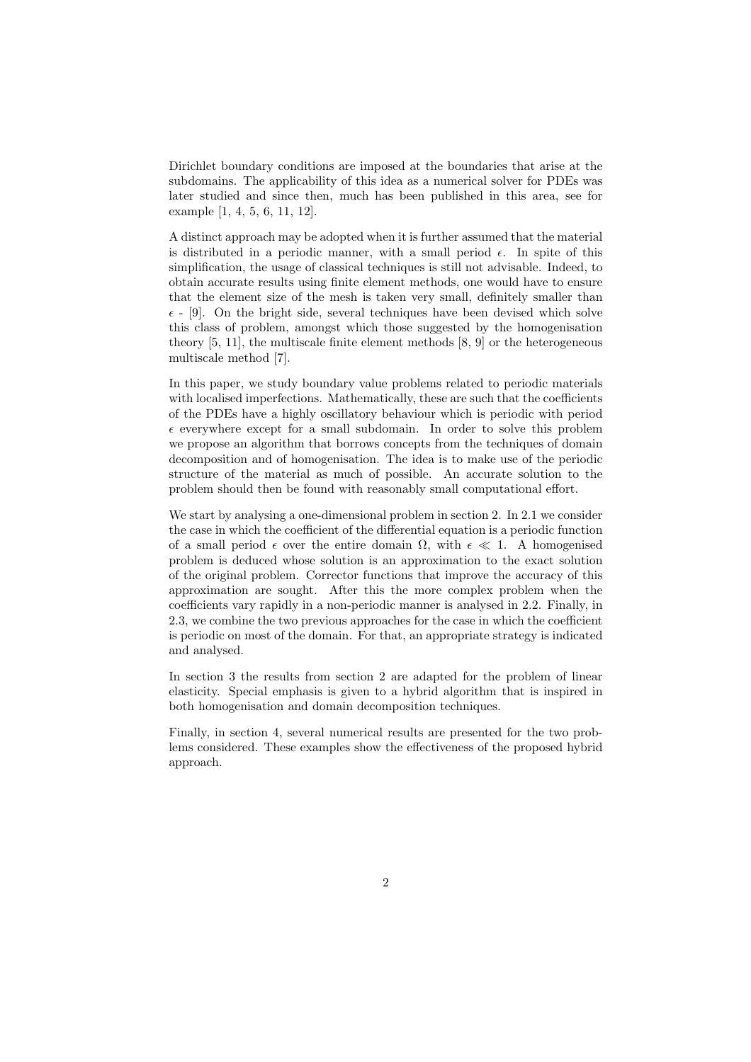Dirichlet boundary conditions are imposed at the boundaries that arise at the subdomains. The applicability of this idea as a numerical solver for PDEs was later studied and since then, much has been published in this area, see for example [1, 4, 5, 6, 11, 12].

A distinct approach may be adopted when it is further assumed that the material is distributed in a periodic manner, with a small period $\epsilon$. In spite of this simplification, the usage of classical techniques is still not advisable. Indeed, to obtain accurate results using finite element methods, one would have to ensure that the element size of the mesh is taken very small, definitely smaller than $\epsilon$ - [9]. On the bright side, several techniques have been devised which solve this class of problem, amongst which those suggested by the homogenisation theory [5, 11], the multiscale finite element methods [8, 9] or the heterogeneous multiscale method [7].

In this paper, we study boundary value problems related to periodic materials with localised imperfections. Mathematically, these are such that the coefficients of the PDEs have a highly oscillatory behaviour which is periodic with period $\epsilon$ everywhere except for a small subdomain. In order to solve this problem we propose an algorithm that borrows concepts from the techniques of domain decomposition and of homogenisation. The idea is to make use of the periodic structure of the material as much of possible. An accurate solution to the problem should then be found with reasonably small computational effort.

We start by analysing a one-dimensional problem in section 2. In 2.1 we consider the case in which the coefficient of the differential equation is a periodic function of a small period $\epsilon$ over the entire domain $\Omega$, with $\epsilon \ll 1$. A homogenised problem is deduced whose solution is an approximation to the exact solution of the original problem. Corrector functions that improve the accuracy of this approximation are sought. After this the more complex problem when the coefficients vary rapidly in a non-periodic manner is analysed in 2.2. Finally, in 2.3, we combine the two previous approaches for the case in which the coefficient is periodic on most of the domain. For that, an appropriate strategy is indicated and analysed.

In section 3 the results from section 2 are adapted for the problem of linear elasticity. Special emphasis is given to a hybrid algorithm that is inspired in both homogenisation and domain decomposition techniques.

Finally, in section 4, several numerical results are presented for the two problems considered. These examples show the effectiveness of the proposed hybrid approach.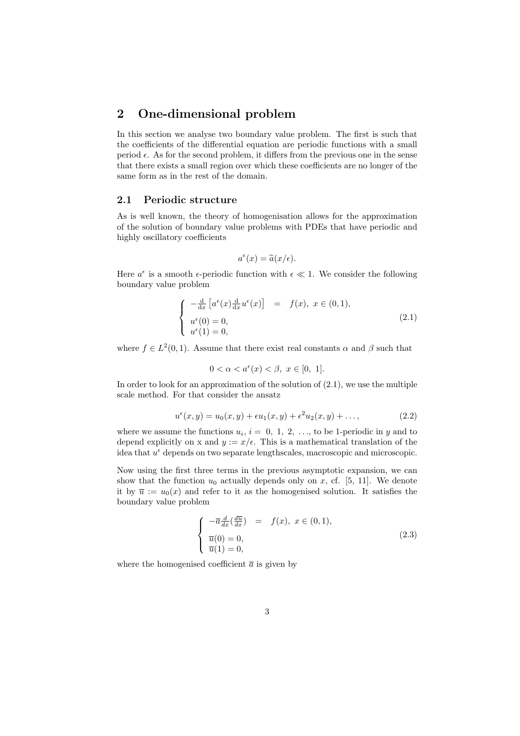## 2 One-dimensional problem

In this section we analyse two boundary value problem. The first is such that the coefficients of the differential equation are periodic functions with a small period $\epsilon$. As for the second problem, it differs from the previous one in the sense that there exists a small region over which these coefficients are no longer of the same form as in the rest of the domain.

### 2.1 Periodic structure

As is well known, the theory of homogenisation allows for the approximation of the solution of boundary value problems with PDEs that have periodic and highly oscillatory coefficients

$$a^\epsilon(x) = \widetilde{a}(x/\epsilon).$$

Here $a^\epsilon$ is a smooth $\epsilon$-periodic function with $\epsilon \ll 1$. We consider the following boundary value problem

$$\left\{ \begin{array}{rcl} -\frac{\mathrm{d}}{\mathrm{d}x}\left[a^\epsilon(x)\frac{\mathrm{d}}{\mathrm{d}x}u^\epsilon(x)\right] & = & f(x),\ x \in (0,1), \\ u^\epsilon(0) = 0, & & \\ u^\epsilon(1) = 0, & & \end{array} \right. \tag{2.1}$$

where $f \in L^2(0,1)$. Assume that there exist real constants $\alpha$ and $\beta$ such that

$$0 < \alpha < a^\epsilon(x) < \beta,\ x \in [0,\ 1].$$

In order to look for an approximation of the solution of (2.1), we use the multiple scale method. For that consider the ansatz

$$u^\epsilon(x,y) = u_0(x,y) + \epsilon u_1(x,y) + \epsilon^2 u_2(x,y) + \ldots, \tag{2.2}$$

where we assume the functions $u_i$, $i =\ 0,\ 1,\ 2,\ \ldots$, to be 1-periodic in $y$ and to depend explicitly on x and $y := x/\epsilon$. This is a mathematical translation of the idea that $u^\epsilon$ depends on two separate lengthscales, macroscopic and microscopic.

Now using the first three terms in the previous asymptotic expansion, we can show that the function $u_0$ actually depends only on $x$, cf. [5, 11]. We denote it by $\overline{u} := u_0(x)$ and refer to it as the homogenised solution. It satisfies the boundary value problem

$$\left\{ \begin{array}{rcl} -\overline{a}\frac{d}{dx}(\frac{d\overline{u}}{dx}) & = & f(x),\ x \in (0,1), \\ \overline{u}(0) = 0, & & \\ \overline{u}(1) = 0, & & \end{array} \right. \tag{2.3}$$

where the homogenised coefficient $\overline{a}$ is given by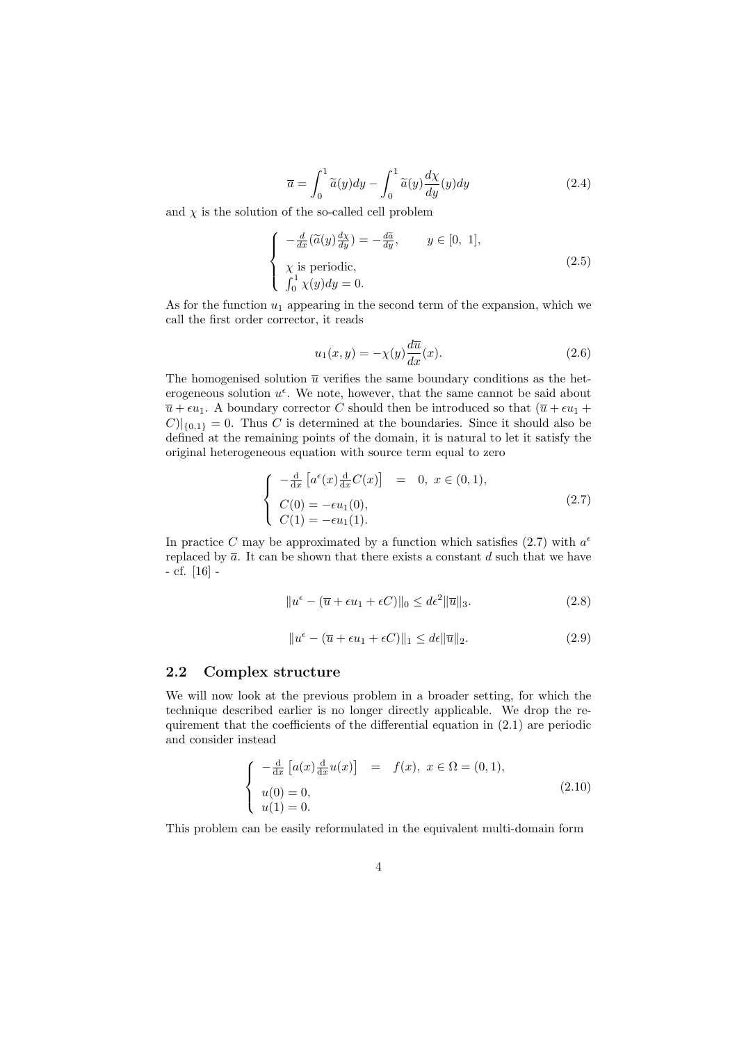$$\overline{a} = \int_0^1 \widetilde{a}(y)dy - \int_0^1 \widetilde{a}(y)\frac{d\chi}{dy}(y)dy \tag{2.4}$$

and $\chi$ is the solution of the so-called cell problem

$$\begin{cases} -\frac{d}{dx}(\widetilde{a}(y)\frac{d\chi}{dy}) = -\frac{d\widetilde{a}}{dy}, \qquad y \in [0,\ 1], \\ \chi \text{ is periodic,} \\ \int_0^1 \chi(y)dy = 0. \end{cases} \tag{2.5}$$

As for the function $u_1$ appearing in the second term of the expansion, which we call the first order corrector, it reads

$$u_1(x,y) = -\chi(y)\frac{d\overline{u}}{dx}(x). \tag{2.6}$$

The homogenised solution $\overline{u}$ verifies the same boundary conditions as the heterogeneous solution $u^\epsilon$. We note, however, that the same cannot be said about $\overline{u} + \epsilon u_1$. A boundary corrector $C$ should then be introduced so that $(\overline{u} + \epsilon u_1 + C)|_{\{0,1\}} = 0$. Thus $C$ is determined at the boundaries. Since it should also be defined at the remaining points of the domain, it is natural to let it satisfy the original heterogeneous equation with source term equal to zero

$$\begin{cases} -\frac{\mathrm{d}}{\mathrm{d}x}\left[a^\epsilon(x)\frac{\mathrm{d}}{\mathrm{d}x}C(x)\right] \;\; = \;\; 0, \;\; x \in (0,1), \\ C(0) = -\epsilon u_1(0), \\ C(1) = -\epsilon u_1(1). \end{cases} \tag{2.7}$$

In practice $C$ may be approximated by a function which satisfies (2.7) with $a^\epsilon$ replaced by $\overline{a}$. It can be shown that there exists a constant $d$ such that we have - cf. [16] -

$$\|u^\epsilon - (\overline{u} + \epsilon u_1 + \epsilon C)\|_0 \leq d\epsilon^2 \|\overline{u}\|_3. \tag{2.8}$$

$$\|u^\epsilon - (\overline{u} + \epsilon u_1 + \epsilon C)\|_1 \leq d\epsilon \|\overline{u}\|_2. \tag{2.9}$$

## 2.2 Complex structure

We will now look at the previous problem in a broader setting, for which the technique described earlier is no longer directly applicable. We drop the requirement that the coefficients of the differential equation in (2.1) are periodic and consider instead

$$\begin{cases} -\frac{\mathrm{d}}{\mathrm{d}x}\left[a(x)\frac{\mathrm{d}}{\mathrm{d}x}u(x)\right] \;\; = \;\; f(x), \;\; x \in \Omega = (0,1), \\ u(0) = 0, \\ u(1) = 0. \end{cases} \tag{2.10}$$

This problem can be easily reformulated in the equivalent multi-domain form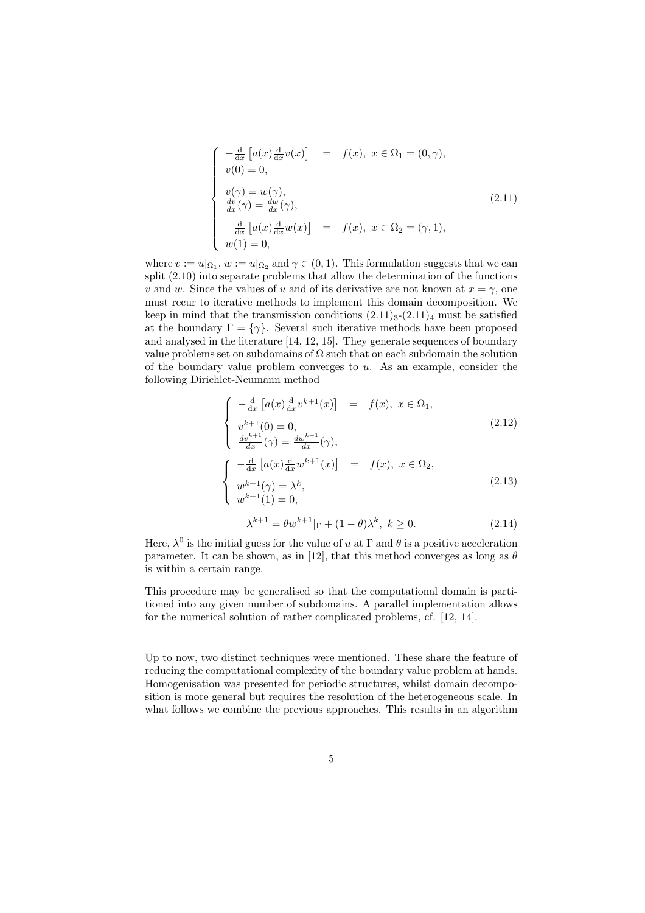$$
\left\{
\begin{array}{lcl}
-\frac{\mathrm{d}}{\mathrm{d}x}\left[a(x)\frac{\mathrm{d}}{\mathrm{d}x}v(x)\right] & = & f(x),\ x \in \Omega_1 = (0,\gamma), \\
v(0) = 0, & & \\
v(\gamma) = w(\gamma), & & \\
\frac{dv}{dx}(\gamma) = \frac{dw}{dx}(\gamma), & & \\
-\frac{\mathrm{d}}{\mathrm{d}x}\left[a(x)\frac{\mathrm{d}}{\mathrm{d}x}w(x)\right] & = & f(x),\ x \in \Omega_2 = (\gamma,1), \\
w(1) = 0, & &
\end{array}
\right.
\tag{2.11}
$$

where $v := u|_{\Omega_1}$, $w := u|_{\Omega_2}$ and $\gamma \in (0,1)$. This formulation suggests that we can split (2.10) into separate problems that allow the determination of the functions $v$ and $w$. Since the values of $u$ and of its derivative are not known at $x = \gamma$, one must recur to iterative methods to implement this domain decomposition. We keep in mind that the transmission conditions $(2.11)_3$-$(2.11)_4$ must be satisfied at the boundary $\Gamma = \{\gamma\}$. Several such iterative methods have been proposed and analysed in the literature [14, 12, 15]. They generate sequences of boundary value problems set on subdomains of $\Omega$ such that on each subdomain the solution of the boundary value problem converges to $u$. As an example, consider the following Dirichlet-Neumann method

$$
\left\{
\begin{array}{lcl}
-\frac{\mathrm{d}}{\mathrm{d}x}\left[a(x)\frac{\mathrm{d}}{\mathrm{d}x}v^{k+1}(x)\right] & = & f(x),\ x \in \Omega_1, \\
v^{k+1}(0) = 0, & & \\
\frac{dv^{k+1}}{dx}(\gamma) = \frac{dw^{k+1}}{dx}(\gamma), & &
\end{array}
\right.
\tag{2.12}
$$

$$
\left\{
\begin{array}{lcl}
-\frac{\mathrm{d}}{\mathrm{d}x}\left[a(x)\frac{\mathrm{d}}{\mathrm{d}x}w^{k+1}(x)\right] & = & f(x),\ x \in \Omega_2, \\
w^{k+1}(\gamma) = \lambda^k, & & \\
w^{k+1}(1) = 0, & &
\end{array}
\right.
\tag{2.13}
$$

$$
\lambda^{k+1} = \theta w^{k+1}|_\Gamma + (1-\theta)\lambda^k,\ k \geq 0. \tag{2.14}
$$

Here, $\lambda^0$ is the initial guess for the value of $u$ at $\Gamma$ and $\theta$ is a positive acceleration parameter. It can be shown, as in [12], that this method converges as long as $\theta$ is within a certain range.

This procedure may be generalised so that the computational domain is partitioned into any given number of subdomains. A parallel implementation allows for the numerical solution of rather complicated problems, cf. [12, 14].

Up to now, two distinct techniques were mentioned. These share the feature of reducing the computational complexity of the boundary value problem at hands. Homogenisation was presented for periodic structures, whilst domain decomposition is more general but requires the resolution of the heterogeneous scale. In what follows we combine the previous approaches. This results in an algorithm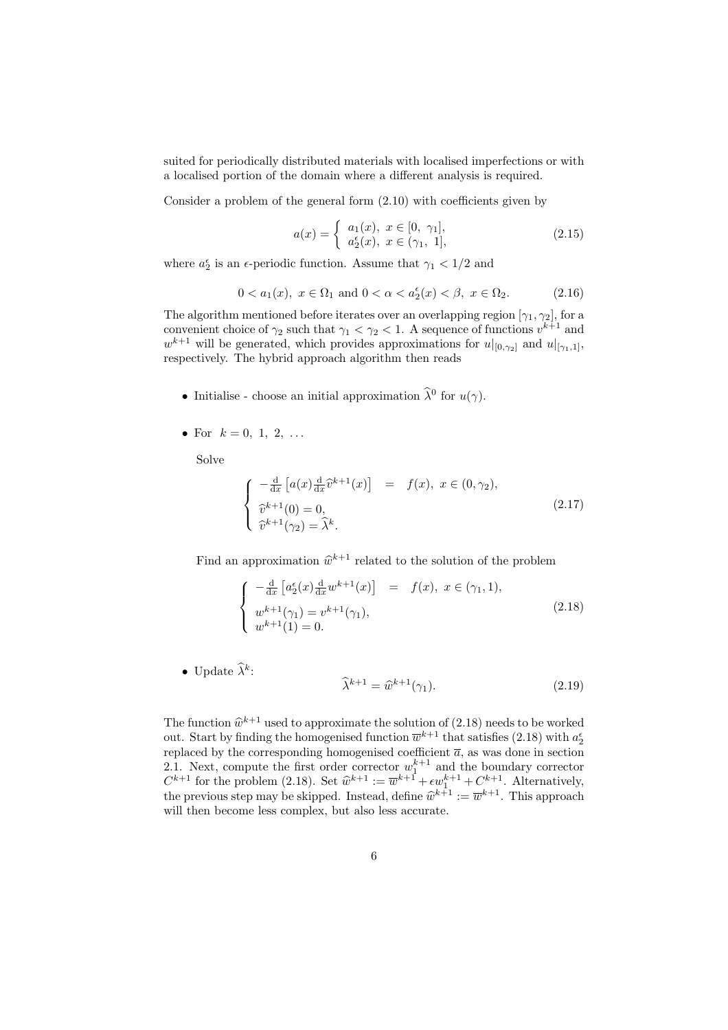suited for periodically distributed materials with localised imperfections or with a localised portion of the domain where a different analysis is required.

Consider a problem of the general form (2.10) with coefficients given by

$$a(x) = \begin{cases} a_1(x), \ x \in [0, \ \gamma_1], \\ a_2^\epsilon(x), \ x \in (\gamma_1, \ 1], \end{cases} \tag{2.15}$$

where $a_2^\epsilon$ is an $\epsilon$-periodic function. Assume that $\gamma_1 < 1/2$ and

$$0 < a_1(x), \ x \in \Omega_1 \text{ and } 0 < \alpha < a_2^\epsilon(x) < \beta, \ x \in \Omega_2. \tag{2.16}$$

The algorithm mentioned before iterates over an overlapping region $[\gamma_1, \gamma_2]$, for a convenient choice of $\gamma_2$ such that $\gamma_1 < \gamma_2 < 1$. A sequence of functions $v^{k+1}$ and $w^{k+1}$ will be generated, which provides approximations for $u|_{[0,\gamma_2]}$ and $u|_{[\gamma_1,1]}$, respectively. The hybrid approach algorithm then reads

- Initialise - choose an initial approximation $\widehat{\lambda}^0$ for $u(\gamma)$.

- For $k = 0, \ 1, \ 2, \ \ldots$

  Solve

$$\begin{cases} -\frac{\mathrm{d}}{\mathrm{d}x}\left[a(x)\frac{\mathrm{d}}{\mathrm{d}x}\widehat{v}^{k+1}(x)\right] \ = \ f(x), \ x \in (0, \gamma_2), \\ \widehat{v}^{k+1}(0) = 0, \\ \widehat{v}^{k+1}(\gamma_2) = \widehat{\lambda}^k. \end{cases} \tag{2.17}$$

  Find an approximation $\widehat{w}^{k+1}$ related to the solution of the problem

$$\begin{cases} -\frac{\mathrm{d}}{\mathrm{d}x}\left[a_2^\epsilon(x)\frac{\mathrm{d}}{\mathrm{d}x}w^{k+1}(x)\right] \ = \ f(x), \ x \in (\gamma_1, 1), \\ w^{k+1}(\gamma_1) = v^{k+1}(\gamma_1), \\ w^{k+1}(1) = 0. \end{cases} \tag{2.18}$$

- Update $\widehat{\lambda}^k$:

$$\widehat{\lambda}^{k+1} = \widehat{w}^{k+1}(\gamma_1). \tag{2.19}$$

The function $\widehat{w}^{k+1}$ used to approximate the solution of (2.18) needs to be worked out. Start by finding the homogenised function $\overline{w}^{k+1}$ that satisfies (2.18) with $a_2^\epsilon$ replaced by the corresponding homogenised coefficient $\overline{a}$, as was done in section 2.1. Next, compute the first order corrector $w_1^{k+1}$ and the boundary corrector $C^{k+1}$ for the problem (2.18). Set $\widehat{w}^{k+1} := \overline{w}^{k+1} + \epsilon w_1^{k+1} + C^{k+1}$. Alternatively, the previous step may be skipped. Instead, define $\widehat{w}^{k+1} := \overline{w}^{k+1}$. This approach will then become less complex, but also less accurate.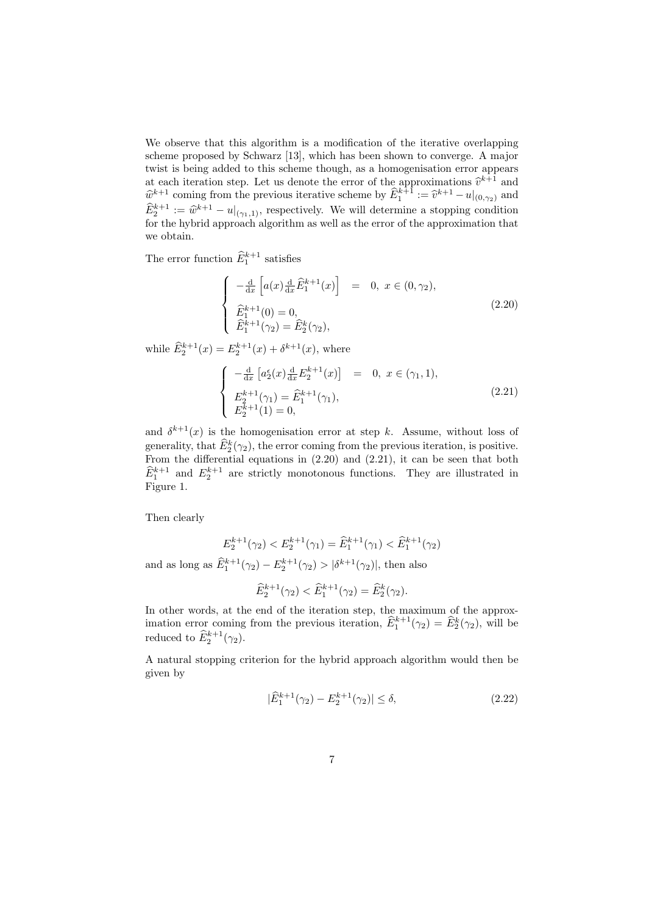We observe that this algorithm is a modification of the iterative overlapping scheme proposed by Schwarz [13], which has been shown to converge. A major twist is being added to this scheme though, as a homogenisation error appears at each iteration step. Let us denote the error of the approximations $\widehat{v}^{k+1}$ and $\widehat{w}^{k+1}$ coming from the previous iterative scheme by $\widehat{E}_1^{k+1} := \widehat{v}^{k+1} - u|_{(0,\gamma_2)}$ and $\widehat{E}_2^{k+1} := \widehat{w}^{k+1} - u|_{(\gamma_1,1)}$, respectively. We will determine a stopping condition for the hybrid approach algorithm as well as the error of the approximation that we obtain.

The error function $\widehat{E}_1^{k+1}$ satisfies

$$\begin{cases} -\frac{\mathrm{d}}{\mathrm{d}x}\left[a(x)\frac{\mathrm{d}}{\mathrm{d}x}\widehat{E}_1^{k+1}(x)\right] = 0, \ x \in (0, \gamma_2), \\ \widehat{E}_1^{k+1}(0) = 0, \\ \widehat{E}_1^{k+1}(\gamma_2) = \widehat{E}_2^{k}(\gamma_2), \end{cases} \tag{2.20}$$

while $\widehat{E}_2^{k+1}(x) = E_2^{k+1}(x) + \delta^{k+1}(x)$, where

$$\begin{cases} -\frac{\mathrm{d}}{\mathrm{d}x}\left[a_2^{\epsilon}(x)\frac{\mathrm{d}}{\mathrm{d}x}E_2^{k+1}(x)\right] = 0, \ x \in (\gamma_1, 1), \\ E_2^{k+1}(\gamma_1) = \widehat{E}_1^{k+1}(\gamma_1), \\ E_2^{k+1}(1) = 0, \end{cases} \tag{2.21}$$

and $\delta^{k+1}(x)$ is the homogenisation error at step $k$. Assume, without loss of generality, that $\widehat{E}_2^{k}(\gamma_2)$, the error coming from the previous iteration, is positive. From the differential equations in (2.20) and (2.21), it can be seen that both $\widehat{E}_1^{k+1}$ and $E_2^{k+1}$ are strictly monotonous functions. They are illustrated in Figure 1.

Then clearly

$$E_2^{k+1}(\gamma_2) < E_2^{k+1}(\gamma_1) = \widehat{E}_1^{k+1}(\gamma_1) < \widehat{E}_1^{k+1}(\gamma_2)$$

and as long as $\widehat{E}_1^{k+1}(\gamma_2) - E_2^{k+1}(\gamma_2) > |\delta^{k+1}(\gamma_2)|$, then also

$$\widehat{E}_2^{k+1}(\gamma_2) < \widehat{E}_1^{k+1}(\gamma_2) = \widehat{E}_2^{k}(\gamma_2).$$

In other words, at the end of the iteration step, the maximum of the approximation error coming from the previous iteration, $\widehat{E}_1^{k+1}(\gamma_2) = \widehat{E}_2^{k}(\gamma_2)$, will be reduced to $\widehat{E}_2^{k+1}(\gamma_2)$.

A natural stopping criterion for the hybrid approach algorithm would then be given by

$$|\widehat{E}_1^{k+1}(\gamma_2) - E_2^{k+1}(\gamma_2)| \leq \delta, \tag{2.22}$$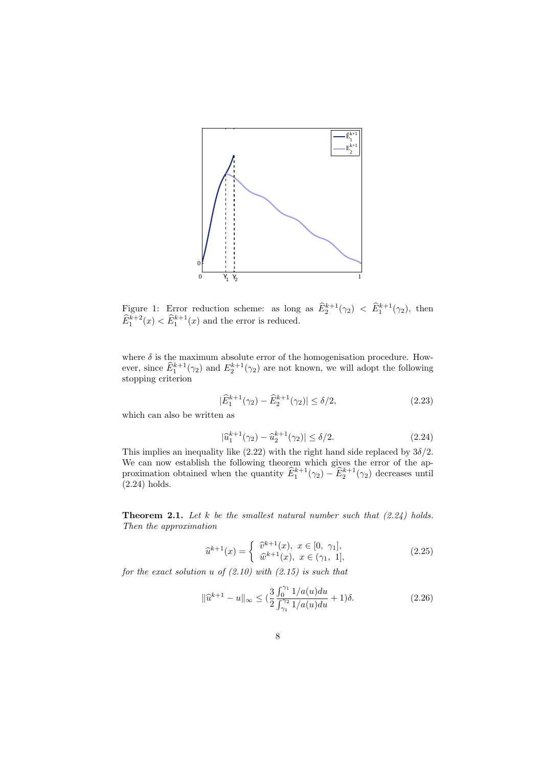Figure 1: Error reduction scheme: as long as $\widehat{E}_2^{k+1}(\gamma_2) < \widehat{E}_1^{k+1}(\gamma_2)$, then $\widehat{E}_1^{k+2}(x) < \widehat{E}_1^{k+1}(x)$ and the error is reduced.

where $\delta$ is the maximum absolute error of the homogenisation procedure. However, since $\widehat{E}_1^{k+1}(\gamma_2)$ and $E_2^{k+1}(\gamma_2)$ are not known, we will adopt the following stopping criterion

$$|\widehat{E}_1^{k+1}(\gamma_2) - \widehat{E}_2^{k+1}(\gamma_2)| \leq \delta/2, \tag{2.23}$$

which can also be written as

$$|\widehat{u}_1^{k+1}(\gamma_2) - \widehat{u}_2^{k+1}(\gamma_2)| \leq \delta/2. \tag{2.24}$$

This implies an inequality like (2.22) with the right hand side replaced by $3\delta/2$. We can now establish the following theorem which gives the error of the approximation obtained when the quantity $\widehat{E}_1^{k+1}(\gamma_2) - \widehat{E}_2^{k+1}(\gamma_2)$ decreases until (2.24) holds.

**Theorem 2.1.** *Let $k$ be the smallest natural number such that (2.24) holds. Then the approximation*

$$\widehat{u}^{k+1}(x) = \begin{cases} \widehat{v}^{k+1}(x), \ x \in [0, \ \gamma_1], \\ \widehat{w}^{k+1}(x), \ x \in (\gamma_1, \ 1], \end{cases} \tag{2.25}$$

*for the exact solution $u$ of (2.10) with (2.15) is such that*

$$\|\widehat{u}^{k+1} - u\|_\infty \leq \left(\frac{3}{2}\frac{\int_0^{\gamma_1} 1/a(u)du}{\int_{\gamma_1}^{\gamma_2} 1/a(u)du} + 1\right)\delta. \tag{2.26}$$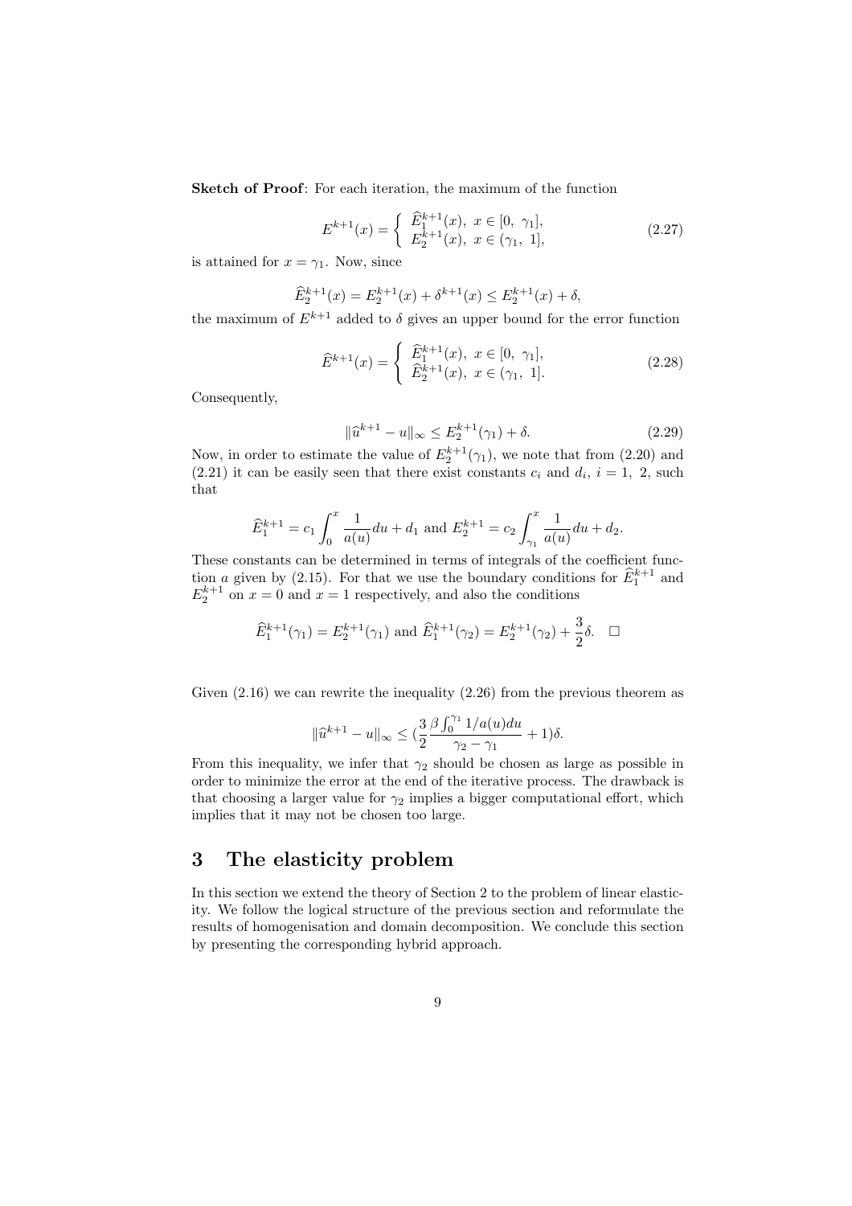**Sketch of Proof**: For each iteration, the maximum of the function

$$E^{k+1}(x) = \left\{ \begin{array}{l} \widehat{E}_1^{k+1}(x),\ x \in [0,\ \gamma_1], \\ E_2^{k+1}(x),\ x \in (\gamma_1,\ 1], \end{array} \right. \tag{2.27}$$

is attained for $x = \gamma_1$. Now, since

$$\widehat{E}_2^{k+1}(x) = E_2^{k+1}(x) + \delta^{k+1}(x) \leq E_2^{k+1}(x) + \delta,$$

the maximum of $E^{k+1}$ added to $\delta$ gives an upper bound for the error function

$$\widehat{E}^{k+1}(x) = \left\{ \begin{array}{l} \widehat{E}_1^{k+1}(x),\ x \in [0,\ \gamma_1], \\ \widehat{E}_2^{k+1}(x),\ x \in (\gamma_1,\ 1]. \end{array} \right. \tag{2.28}$$

Consequently,

$$\|\widehat{u}^{k+1} - u\|_\infty \leq E_2^{k+1}(\gamma_1) + \delta. \tag{2.29}$$

Now, in order to estimate the value of $E_2^{k+1}(\gamma_1)$, we note that from (2.20) and (2.21) it can be easily seen that there exist constants $c_i$ and $d_i$, $i = 1,\ 2$, such that

$$\widehat{E}_1^{k+1} = c_1 \int_0^x \frac{1}{a(u)} du + d_1 \text{ and } E_2^{k+1} = c_2 \int_{\gamma_1}^x \frac{1}{a(u)} du + d_2.$$

These constants can be determined in terms of integrals of the coefficient function $a$ given by (2.15). For that we use the boundary conditions for $\widehat{E}_1^{k+1}$ and $E_2^{k+1}$ on $x = 0$ and $x = 1$ respectively, and also the conditions

$$\widehat{E}_1^{k+1}(\gamma_1) = E_2^{k+1}(\gamma_1) \text{ and } \widehat{E}_1^{k+1}(\gamma_2) = E_2^{k+1}(\gamma_2) + \frac{3}{2}\delta. \quad \square$$

Given (2.16) we can rewrite the inequality (2.26) from the previous theorem as

$$\|\widehat{u}^{k+1} - u\|_\infty \leq \left(\frac{3}{2} \frac{\beta \int_0^{\gamma_1} 1/a(u) du}{\gamma_2 - \gamma_1} + 1\right)\delta.$$

From this inequality, we infer that $\gamma_2$ should be chosen as large as possible in order to minimize the error at the end of the iterative process. The drawback is that choosing a larger value for $\gamma_2$ implies a bigger computational effort, which implies that it may not be chosen too large.

# 3 The elasticity problem

In this section we extend the theory of Section 2 to the problem of linear elasticity. We follow the logical structure of the previous section and reformulate the results of homogenisation and domain decomposition. We conclude this section by presenting the corresponding hybrid approach.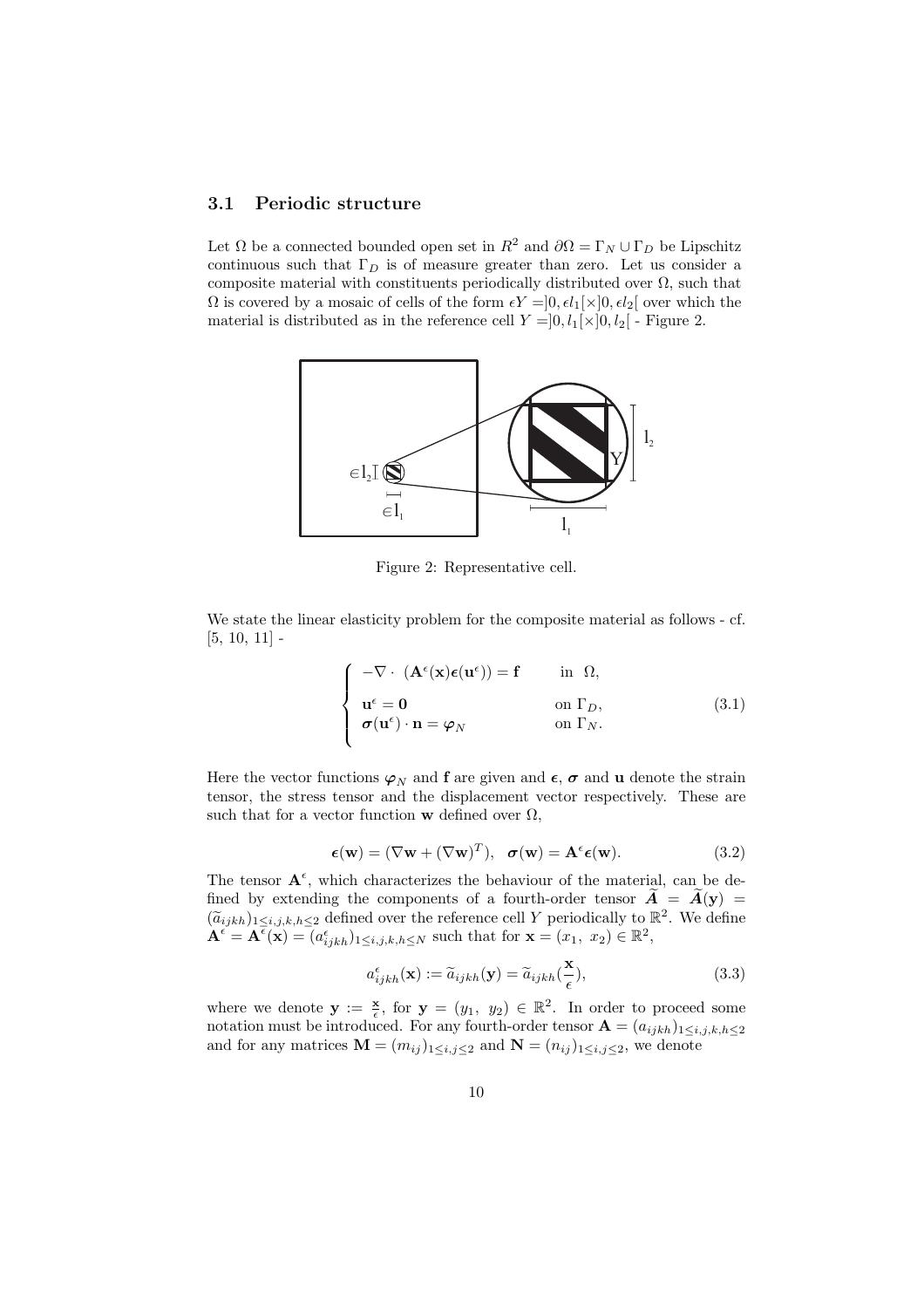### 3.1 Periodic structure

Let $\Omega$ be a connected bounded open set in $R^2$ and $\partial\Omega = \Gamma_N \cup \Gamma_D$ be Lipschitz continuous such that $\Gamma_D$ is of measure greater than zero. Let us consider a composite material with constituents periodically distributed over $\Omega$, such that $\Omega$ is covered by a mosaic of cells of the form $\epsilon Y = ]0, \epsilon l_1[\times]0, \epsilon l_2[$ over which the material is distributed as in the reference cell $Y = ]0, l_1[\times]0, l_2[$ - Figure 2.

Figure 2: Representative cell.

We state the linear elasticity problem for the composite material as follows - cf. [5, 10, 11] -

$$\begin{cases} -\nabla \cdot \ (\mathbf{A}^\epsilon(\mathbf{x})\boldsymbol{\epsilon}(\mathbf{u}^\epsilon)) = \mathbf{f} & \text{in } \ \Omega, \\ \mathbf{u}^\epsilon = \mathbf{0} & \text{on } \Gamma_D, \\ \boldsymbol{\sigma}(\mathbf{u}^\epsilon) \cdot \mathbf{n} = \boldsymbol{\varphi}_N & \text{on } \Gamma_N. \end{cases} \tag{3.1}$$

Here the vector functions $\boldsymbol{\varphi}_N$ and $\mathbf{f}$ are given and $\boldsymbol{\epsilon}$, $\boldsymbol{\sigma}$ and $\mathbf{u}$ denote the strain tensor, the stress tensor and the displacement vector respectively. These are such that for a vector function $\mathbf{w}$ defined over $\Omega$,

$$\boldsymbol{\epsilon}(\mathbf{w}) = (\nabla \mathbf{w} + (\nabla \mathbf{w})^T), \quad \boldsymbol{\sigma}(\mathbf{w}) = \mathbf{A}^\epsilon \boldsymbol{\epsilon}(\mathbf{w}). \tag{3.2}$$

The tensor $\mathbf{A}^\epsilon$, which characterizes the behaviour of the material, can be defined by extending the components of a fourth-order tensor $\widetilde{\boldsymbol{A}} = \widetilde{\boldsymbol{A}}(\mathbf{y}) = (\widetilde{a}_{ijkh})_{1\le i,j,k,h\le 2}$ defined over the reference cell $Y$ periodically to $\mathbb{R}^2$. We define $\mathbf{A}^\epsilon = \mathbf{A}^\epsilon(\mathbf{x}) = (a^\epsilon_{ijkh})_{1\le i,j,k,h\le N}$ such that for $\mathbf{x} = (x_1, \ x_2) \in \mathbb{R}^2$,

$$a^\epsilon_{ijkh}(\mathbf{x}) := \widetilde{a}_{ijkh}(\mathbf{y}) = \widetilde{a}_{ijkh}(\frac{\mathbf{x}}{\epsilon}), \tag{3.3}$$

where we denote $\mathbf{y} := \frac{\mathbf{x}}{\epsilon}$, for $\mathbf{y} = (y_1, \ y_2) \in \mathbb{R}^2$. In order to proceed some notation must be introduced. For any fourth-order tensor $\mathbf{A} = (a_{ijkh})_{1\le i,j,k,h\le 2}$ and for any matrices $\mathbf{M} = (m_{ij})_{1\le i,j\le 2}$ and $\mathbf{N} = (n_{ij})_{1\le i,j\le 2}$, we denote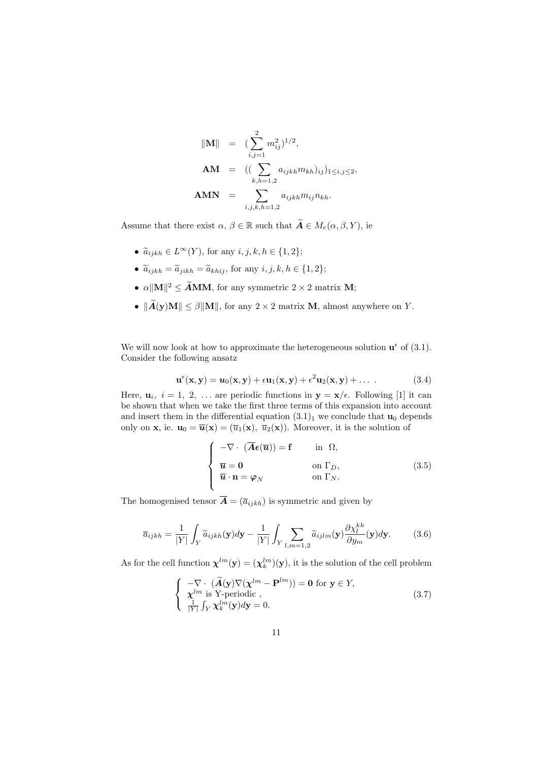$$
\begin{aligned}
\|\mathbf{M}\| &= (\sum_{i,j=1}^{2} m_{ij}^2)^{1/2}, \\
\mathbf{AM} &= ((\sum_{k,h=1,2} a_{ijkh} m_{kh})_{ij})_{1\le i,j\le 2}, \\
\mathbf{AMN} &= \sum_{i,j,k,h=1,2} a_{ijkh} m_{ij} n_{kh}.
\end{aligned}
$$

Assume that there exist $\alpha,\, \beta \in \mathbb{R}$ such that $\widetilde{\boldsymbol{A}} \in M_e(\alpha, \beta, Y)$, ie

- $\widetilde{a}_{ijkh} \in L^\infty(Y)$, for any $i, j, k, h \in \{1, 2\}$;
- $\widetilde{a}_{ijkh} = \widetilde{a}_{jikh} = \widetilde{a}_{khij}$, for any $i, j, k, h \in \{1, 2\}$;
- $\alpha \|\mathbf{M}\|^2 \le \widetilde{\boldsymbol{A}}\mathbf{MM}$, for any symmetric $2 \times 2$ matrix $\mathbf{M}$;
- $\|\widetilde{\boldsymbol{A}}(\mathbf{y})\mathbf{M}\| \le \beta \|\mathbf{M}\|$, for any $2 \times 2$ matrix $\mathbf{M}$, almost anywhere on $Y$.

We will now look at how to approximate the heterogeneous solution $\mathbf{u}^\epsilon$ of (3.1). Consider the following ansatz

$$
\mathbf{u}^\epsilon(\mathbf{x}, \mathbf{y}) = \boldsymbol{u}_0(\mathbf{x}, \mathbf{y}) + \epsilon \mathbf{u}_1(\mathbf{x}, \mathbf{y}) + \epsilon^2 \mathbf{u}_2(\mathbf{x}, \mathbf{y}) + \ldots \,. \tag{3.4}
$$

Here, $\mathbf{u}_i,\ i = 1,\ 2,\ \ldots$ are periodic functions in $\mathbf{y} = \mathbf{x}/\epsilon$. Following [1] it can be shown that when we take the first three terms of this expansion into account and insert them in the differential equation $(3.1)_1$ we conclude that $\mathbf{u}_0$ depends only on $\mathbf{x}$, ie. $\mathbf{u}_0 = \overline{\boldsymbol{u}}(\mathbf{x}) = (\overline{u}_1(\mathbf{x}),\ \overline{u}_2(\mathbf{x}))$. Moreover, it is the solution of

$$
\left\{
\begin{array}{ll}
-\nabla \cdot\ (\overline{\boldsymbol{A}}\boldsymbol{\epsilon}(\overline{\boldsymbol{u}})) = \mathbf{f} & \text{in } \ \Omega, \\
\overline{\boldsymbol{u}} = \mathbf{0} & \text{on } \Gamma_D, \\
\overline{\boldsymbol{u}} \cdot \mathbf{n} = \boldsymbol{\varphi}_N & \text{on } \Gamma_N.
\end{array}
\right. \tag{3.5}
$$

The homogenised tensor $\overline{\boldsymbol{A}} = (\overline{a}_{ijkh})$ is symmetric and given by

$$
\overline{a}_{ijkh} = \frac{1}{|Y|} \int_Y \widetilde{a}_{ijkh}(\mathbf{y}) d\mathbf{y} - \frac{1}{|Y|} \int_Y \sum_{l,m=1,2} \widetilde{a}_{ijlm}(\mathbf{y}) \frac{\partial \chi_l^{kh}}{\partial y_m}(\mathbf{y}) d\mathbf{y}. \tag{3.6}
$$

As for the cell function $\boldsymbol{\chi}^{lm}(\mathbf{y}) = (\boldsymbol{\chi}_k^{lm})(\mathbf{y})$, it is the solution of the cell problem

$$
\left\{
\begin{array}{l}
-\nabla \cdot\ (\widetilde{\boldsymbol{A}}(\mathbf{y}) \nabla (\boldsymbol{\chi}^{lm} - \mathbf{P}^{lm})) = \mathbf{0} \text{ for } \mathbf{y} \in Y, \\
\boldsymbol{\chi}^{lm} \text{ is Y-periodic }, \\
\frac{1}{|Y|} \int_Y \boldsymbol{\chi}_k^{lm}(\mathbf{y}) d\mathbf{y} = 0.
\end{array}
\right. \tag{3.7}
$$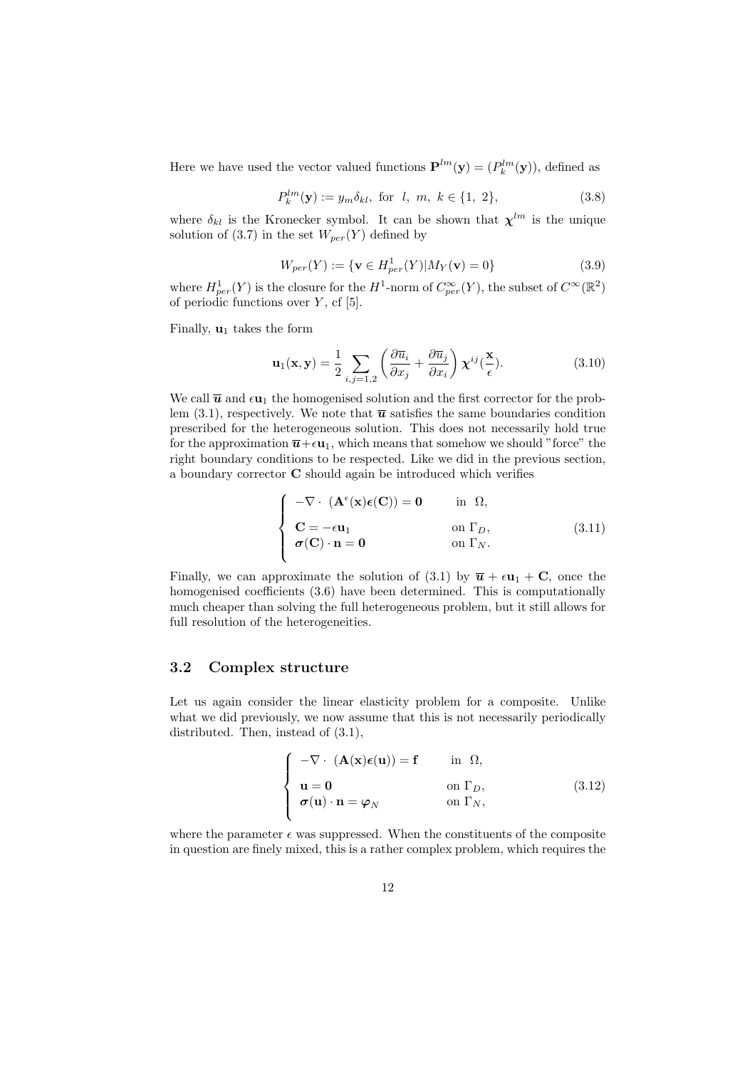Here we have used the vector valued functions $\mathbf{P}^{lm}(\mathbf{y}) = (P_k^{lm}(\mathbf{y}))$, defined as

$$P_k^{lm}(\mathbf{y}) := y_m \delta_{kl}, \text{ for } l, \; m, \; k \in \{1, \; 2\}, \tag{3.8}$$

where $\delta_{kl}$ is the Kronecker symbol. It can be shown that $\boldsymbol{\chi}^{lm}$ is the unique solution of (3.7) in the set $W_{per}(Y)$ defined by

$$W_{per}(Y) := \{\mathbf{v} \in H^1_{per}(Y) | M_Y(\mathbf{v}) = 0\} \tag{3.9}$$

where $H^1_{per}(Y)$ is the closure for the $H^1$-norm of $C^\infty_{per}(Y)$, the subset of $C^\infty(\mathbb{R}^2)$ of periodic functions over $Y$, cf [5].

Finally, $\mathbf{u}_1$ takes the form

$$\mathbf{u}_1(\mathbf{x}, \mathbf{y}) = \frac{1}{2} \sum_{i,j=1,2} \left( \frac{\partial \overline{u}_i}{\partial x_j} + \frac{\partial \overline{u}_j}{\partial x_i} \right) \boldsymbol{\chi}^{ij}(\frac{\mathbf{x}}{\epsilon}). \tag{3.10}$$

We call $\overline{\boldsymbol{u}}$ and $\epsilon \mathbf{u}_1$ the homogenised solution and the first corrector for the problem (3.1), respectively. We note that $\overline{\boldsymbol{u}}$ satisfies the same boundaries condition prescribed for the heterogeneous solution. This does not necessarily hold true for the approximation $\overline{\boldsymbol{u}} + \epsilon \mathbf{u}_1$, which means that somehow we should "force" the right boundary conditions to be respected. Like we did in the previous section, a boundary corrector $\mathbf{C}$ should again be introduced which verifies

$$\begin{cases} -\nabla \cdot \; (\mathbf{A}^\epsilon(\mathbf{x}) \boldsymbol{\epsilon}(\mathbf{C})) = \mathbf{0} & \text{in } \; \Omega, \\ \mathbf{C} = -\epsilon \mathbf{u}_1 & \text{on } \Gamma_D, \\ \boldsymbol{\sigma}(\mathbf{C}) \cdot \mathbf{n} = \mathbf{0} & \text{on } \Gamma_N. \end{cases} \tag{3.11}$$

Finally, we can approximate the solution of (3.1) by $\overline{\boldsymbol{u}} + \epsilon \mathbf{u}_1 + \mathbf{C}$, once the homogenised coefficients (3.6) have been determined. This is computationally much cheaper than solving the full heterogeneous problem, but it still allows for full resolution of the heterogeneities.

### 3.2 Complex structure

Let us again consider the linear elasticity problem for a composite. Unlike what we did previously, we now assume that this is not necessarily periodically distributed. Then, instead of (3.1),

$$\begin{cases} -\nabla \cdot \; (\mathbf{A}(\mathbf{x}) \boldsymbol{\epsilon}(\mathbf{u})) = \mathbf{f} & \text{in } \; \Omega, \\ \mathbf{u} = \mathbf{0} & \text{on } \Gamma_D, \\ \boldsymbol{\sigma}(\mathbf{u}) \cdot \mathbf{n} = \boldsymbol{\varphi}_N & \text{on } \Gamma_N, \end{cases} \tag{3.12}$$

where the parameter $\epsilon$ was suppressed. When the constituents of the composite in question are finely mixed, this is a rather complex problem, which requires the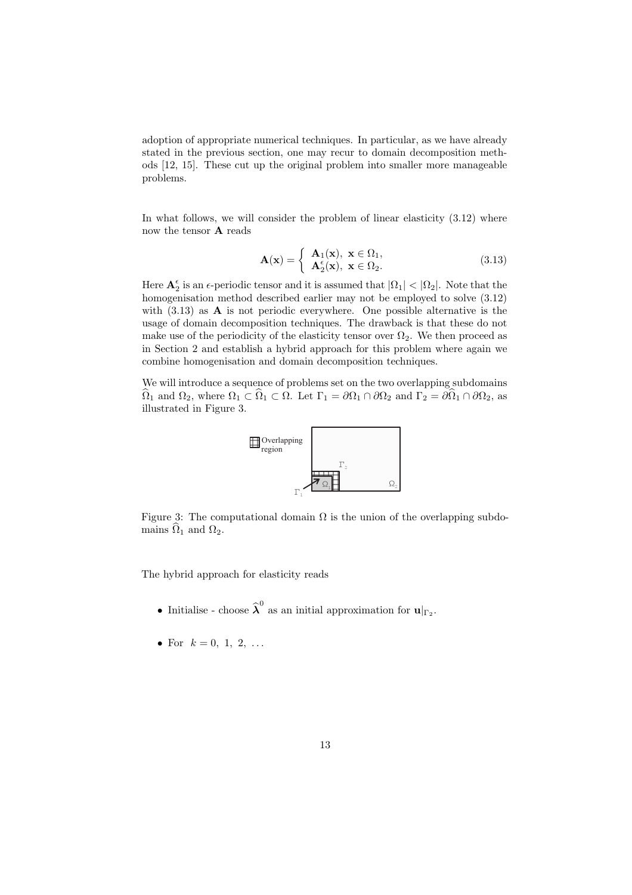adoption of appropriate numerical techniques. In particular, as we have already stated in the previous section, one may recur to domain decomposition methods [12, 15]. These cut up the original problem into smaller more manageable problems.

In what follows, we will consider the problem of linear elasticity (3.12) where now the tensor $\mathbf{A}$ reads

$$\mathbf{A}(\mathbf{x}) = \begin{cases} \mathbf{A}_1(\mathbf{x}), \ \mathbf{x} \in \Omega_1, \\ \mathbf{A}_2^\epsilon(\mathbf{x}), \ \mathbf{x} \in \Omega_2. \end{cases} \tag{3.13}$$

Here $\mathbf{A}_2^\epsilon$ is an $\epsilon$-periodic tensor and it is assumed that $|\Omega_1| < |\Omega_2|$. Note that the homogenisation method described earlier may not be employed to solve (3.12) with (3.13) as $\mathbf{A}$ is not periodic everywhere. One possible alternative is the usage of domain decomposition techniques. The drawback is that these do not make use of the periodicity of the elasticity tensor over $\Omega_2$. We then proceed as in Section 2 and establish a hybrid approach for this problem where again we combine homogenisation and domain decomposition techniques.

We will introduce a sequence of problems set on the two overlapping subdomains $\widehat{\Omega}_1$ and $\Omega_2$, where $\Omega_1 \subset \widehat{\Omega}_1 \subset \Omega$. Let $\Gamma_1 = \partial\Omega_1 \cap \partial\Omega_2$ and $\Gamma_2 = \partial\widehat{\Omega}_1 \cap \partial\Omega_2$, as illustrated in Figure 3.

Figure 3: The computational domain $\Omega$ is the union of the overlapping subdomains $\widehat{\Omega}_1$ and $\Omega_2$.

The hybrid approach for elasticity reads

- Initialise - choose $\widehat{\boldsymbol{\lambda}}^0$ as an initial approximation for $\mathbf{u}|_{\Gamma_2}$.

- For $k = 0, \ 1, \ 2, \ \ldots$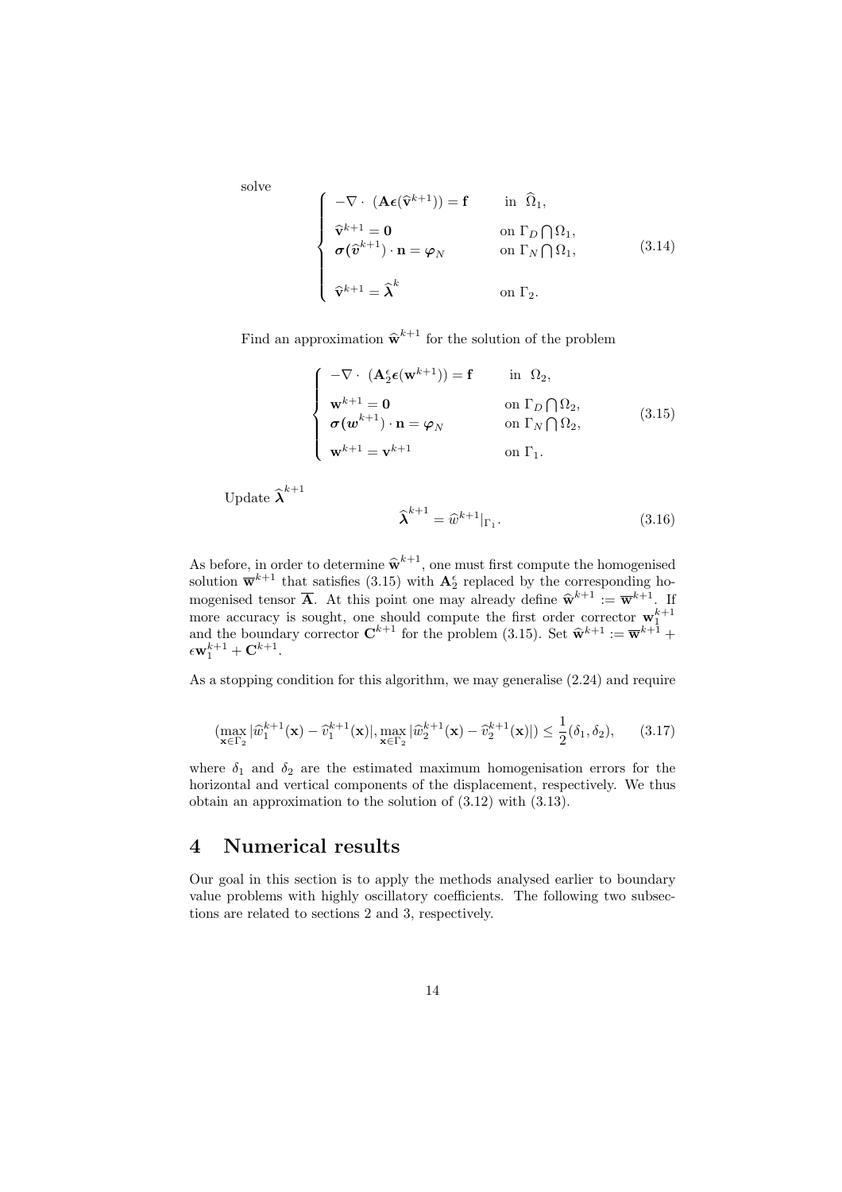solve

$$
\begin{cases}
-\nabla \cdot \ (\mathbf{A}\boldsymbol{\epsilon}(\widehat{\mathbf{v}}^{k+1})) = \mathbf{f} & \text{in } \widehat{\Omega}_1, \\
\widehat{\mathbf{v}}^{k+1} = \mathbf{0} & \text{on } \Gamma_D \bigcap \Omega_1, \\
\boldsymbol{\sigma}(\widehat{\boldsymbol{v}}^{k+1}) \cdot \mathbf{n} = \boldsymbol{\varphi}_N & \text{on } \Gamma_N \bigcap \Omega_1, \\
\widehat{\mathbf{v}}^{k+1} = \widehat{\boldsymbol{\lambda}}^{k} & \text{on } \Gamma_2.
\end{cases}
\tag{3.14}
$$

Find an approximation $\widehat{\mathbf{w}}^{k+1}$ for the solution of the problem

$$
\begin{cases}
-\nabla \cdot \ (\mathbf{A}_2^{\epsilon}\boldsymbol{\epsilon}(\mathbf{w}^{k+1})) = \mathbf{f} & \text{in } \Omega_2, \\
\mathbf{w}^{k+1} = \mathbf{0} & \text{on } \Gamma_D \bigcap \Omega_2, \\
\boldsymbol{\sigma}(\boldsymbol{w}^{k+1}) \cdot \mathbf{n} = \boldsymbol{\varphi}_N & \text{on } \Gamma_N \bigcap \Omega_2, \\
\mathbf{w}^{k+1} = \mathbf{v}^{k+1} & \text{on } \Gamma_1.
\end{cases}
\tag{3.15}
$$

Update $\widehat{\boldsymbol{\lambda}}^{k+1}$

$$
\widehat{\boldsymbol{\lambda}}^{k+1} = \widehat{w}^{k+1}|_{\Gamma_1}. \tag{3.16}
$$

As before, in order to determine $\widehat{\mathbf{w}}^{k+1}$, one must first compute the homogenised solution $\overline{\mathbf{w}}^{k+1}$ that satisfies (3.15) with $\mathbf{A}_2^{\epsilon}$ replaced by the corresponding homogenised tensor $\overline{\mathbf{A}}$. At this point one may already define $\widehat{\mathbf{w}}^{k+1} := \overline{\mathbf{w}}^{k+1}$. If more accuracy is sought, one should compute the first order corrector $\mathbf{w}_1^{k+1}$ and the boundary corrector $\mathbf{C}^{k+1}$ for the problem (3.15). Set $\widehat{\mathbf{w}}^{k+1} := \overline{\mathbf{w}}^{k+1} + \epsilon\mathbf{w}_1^{k+1} + \mathbf{C}^{k+1}$.

As a stopping condition for this algorithm, we may generalise (2.24) and require

$$
(\max_{\mathbf{x}\in\Gamma_2} |\widehat{w}_1^{k+1}(\mathbf{x}) - \widehat{v}_1^{k+1}(\mathbf{x})|, \max_{\mathbf{x}\in\Gamma_2} |\widehat{w}_2^{k+1}(\mathbf{x}) - \widehat{v}_2^{k+1}(\mathbf{x})|) \leq \frac{1}{2}(\delta_1, \delta_2), \tag{3.17}
$$

where $\delta_1$ and $\delta_2$ are the estimated maximum homogenisation errors for the horizontal and vertical components of the displacement, respectively. We thus obtain an approximation to the solution of (3.12) with (3.13).

## 4 Numerical results

Our goal in this section is to apply the methods analysed earlier to boundary value problems with highly oscillatory coefficients. The following two subsections are related to sections 2 and 3, respectively.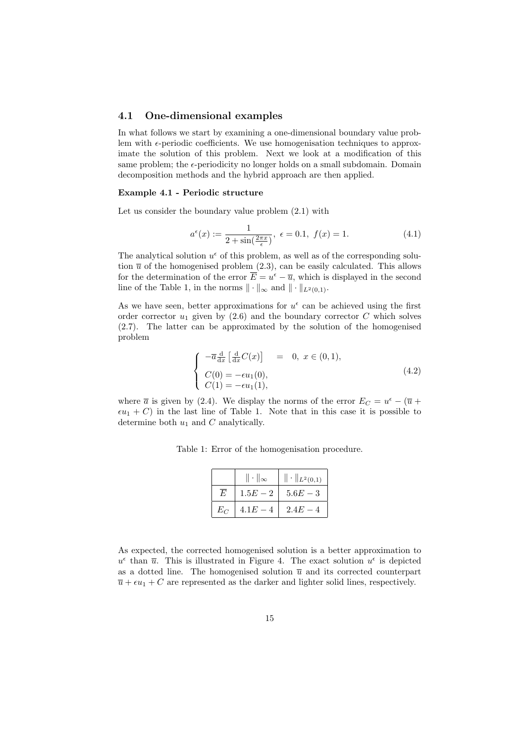### 4.1 One-dimensional examples

In what follows we start by examining a one-dimensional boundary value problem with $\epsilon$-periodic coefficients. We use homogenisation techniques to approximate the solution of this problem. Next we look at a modification of this same problem; the $\epsilon$-periodicity no longer holds on a small subdomain. Domain decomposition methods and the hybrid approach are then applied.

**Example 4.1 - Periodic structure**

Let us consider the boundary value problem (2.1) with

$$a^{\epsilon}(x) := \frac{1}{2 + \sin(\frac{2\pi x}{\epsilon})}, \ \epsilon = 0.1, \ f(x) = 1. \tag{4.1}$$

The analytical solution $u^{\epsilon}$ of this problem, as well as of the corresponding solution $\overline{u}$ of the homogenised problem (2.3), can be easily calculated. This allows for the determination of the error $\overline{E} = u^{\epsilon} - \overline{u}$, which is displayed in the second line of the Table 1, in the norms $\| \cdot \|_{\infty}$ and $\| \cdot \|_{L^2(0,1)}$.

As we have seen, better approximations for $u^{\epsilon}$ can be achieved using the first order corrector $u_1$ given by (2.6) and the boundary corrector $C$ which solves (2.7). The latter can be approximated by the solution of the homogenised problem

$$\begin{cases} -\overline{a} \frac{\mathrm{d}}{\mathrm{d}x} \left[ \frac{\mathrm{d}}{\mathrm{d}x} C(x) \right] = 0, \ x \in (0,1), \\ C(0) = -\epsilon u_1(0), \\ C(1) = -\epsilon u_1(1), \end{cases} \tag{4.2}$$

where $\overline{a}$ is given by (2.4). We display the norms of the error $E_C = u^{\epsilon} - (\overline{u} + \epsilon u_1 + C)$ in the last line of Table 1. Note that in this case it is possible to determine both $u_1$ and $C$ analytically.

Table 1: Error of the homogenisation procedure.

| | $\| \cdot \|_{\infty}$ | $\| \cdot \|_{L^2(0,1)}$ |
|---|---|---|
| $\overline{E}$ | $1.5E-2$ | $5.6E-3$ |
| $E_C$ | $4.1E-4$ | $2.4E-4$ |

As expected, the corrected homogenised solution is a better approximation to $u^{\epsilon}$ than $\overline{u}$. This is illustrated in Figure 4. The exact solution $u^{\epsilon}$ is depicted as a dotted line. The homogenised solution $\overline{u}$ and its corrected counterpart $\overline{u} + \epsilon u_1 + C$ are represented as the darker and lighter solid lines, respectively.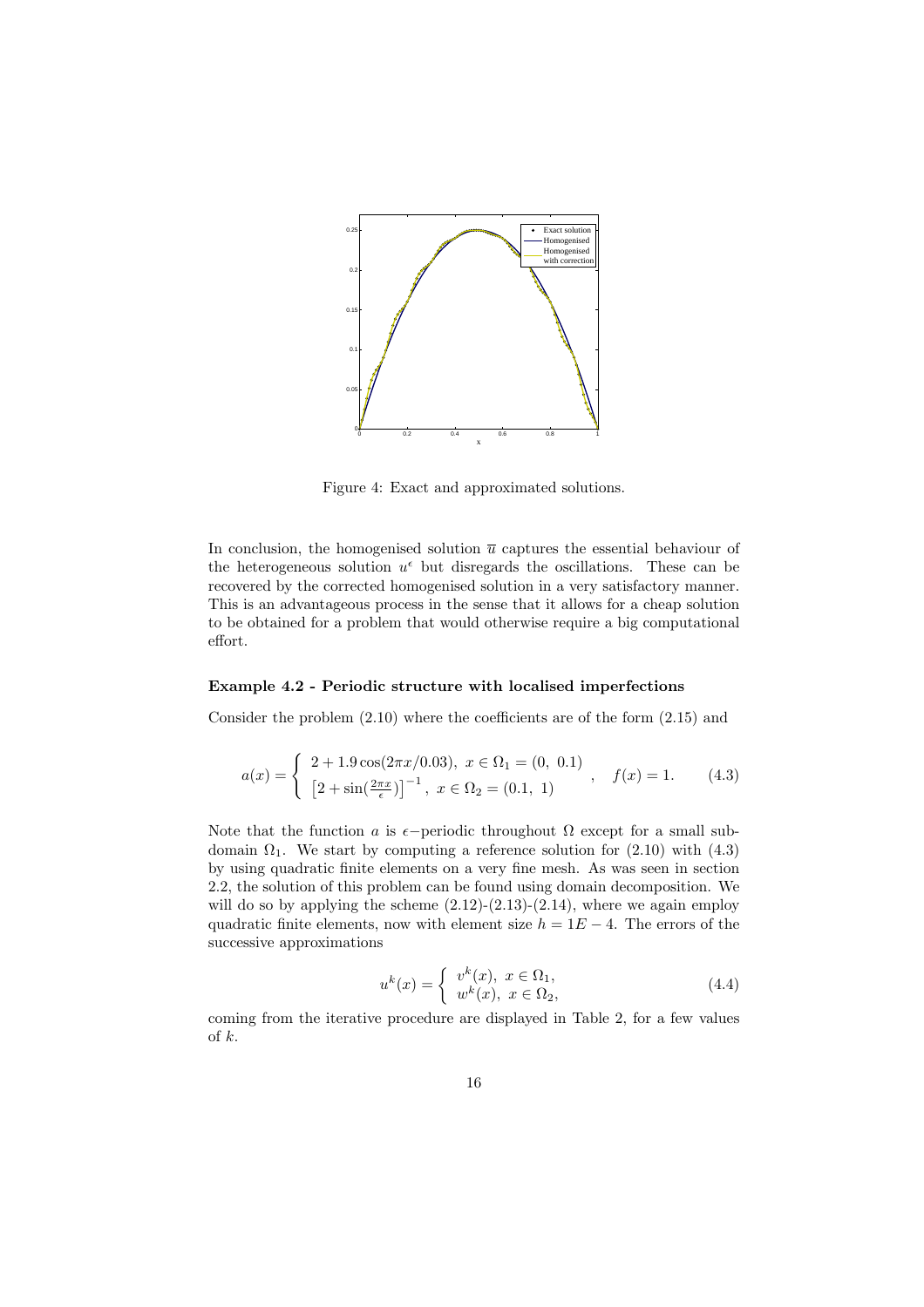Figure 4: Exact and approximated solutions.

In conclusion, the homogenised solution $\overline{u}$ captures the essential behaviour of the heterogeneous solution $u^\epsilon$ but disregards the oscillations. These can be recovered by the corrected homogenised solution in a very satisfactory manner. This is an advantageous process in the sense that it allows for a cheap solution to be obtained for a problem that would otherwise require a big computational effort.

**Example 4.2 - Periodic structure with localised imperfections**

Consider the problem (2.10) where the coefficients are of the form (2.15) and

$$a(x) = \begin{cases} 2 + 1.9\cos(2\pi x/0.03), \ x \in \Omega_1 = (0,\ 0.1) \\ \left[2 + \sin(\frac{2\pi x}{\epsilon})\right]^{-1}, \ x \in \Omega_2 = (0.1,\ 1) \end{cases}, \quad f(x) = 1. \tag{4.3}$$

Note that the function $a$ is $\epsilon-$periodic throughout $\Omega$ except for a small subdomain $\Omega_1$. We start by computing a reference solution for (2.10) with (4.3) by using quadratic finite elements on a very fine mesh. As was seen in section 2.2, the solution of this problem can be found using domain decomposition. We will do so by applying the scheme (2.12)-(2.13)-(2.14), where we again employ quadratic finite elements, now with element size $h = 1E-4$. The errors of the successive approximations

$$u^k(x) = \begin{cases} v^k(x), \ x \in \Omega_1, \\ w^k(x), \ x \in \Omega_2, \end{cases} \tag{4.4}$$

coming from the iterative procedure are displayed in Table 2, for a few values of $k$.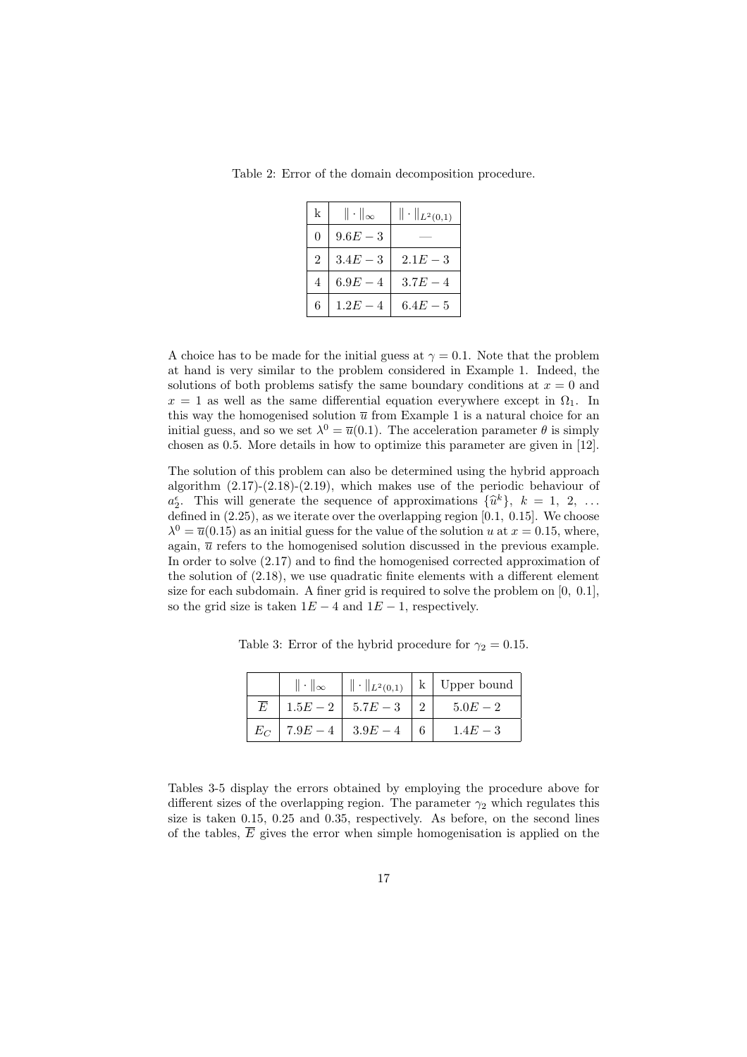Table 2: Error of the domain decomposition procedure.

| k | $\|\cdot\|_\infty$ | $\|\cdot\|_{L^2(0,1)}$ |
|---|---|---|
| 0 | $9.6E-3$ | — |
| 2 | $3.4E-3$ | $2.1E-3$ |
| 4 | $6.9E-4$ | $3.7E-4$ |
| 6 | $1.2E-4$ | $6.4E-5$ |

A choice has to be made for the initial guess at $\gamma = 0.1$. Note that the problem at hand is very similar to the problem considered in Example 1. Indeed, the solutions of both problems satisfy the same boundary conditions at $x = 0$ and $x = 1$ as well as the same differential equation everywhere except in $\Omega_1$. In this way the homogenised solution $\overline{u}$ from Example 1 is a natural choice for an initial guess, and so we set $\lambda^0 = \overline{u}(0.1)$. The acceleration parameter $\theta$ is simply chosen as 0.5. More details in how to optimize this parameter are given in [12].

The solution of this problem can also be determined using the hybrid approach algorithm (2.17)-(2.18)-(2.19), which makes use of the periodic behaviour of $a_2^\epsilon$. This will generate the sequence of approximations $\{\widehat{u}^k\}$, $k = 1, 2, \ldots$ defined in (2.25), as we iterate over the overlapping region $[0.1, 0.15]$. We choose $\lambda^0 = \overline{u}(0.15)$ as an initial guess for the value of the solution $u$ at $x = 0.15$, where, again, $\overline{u}$ refers to the homogenised solution discussed in the previous example. In order to solve (2.17) and to find the homogenised corrected approximation of the solution of (2.18), we use quadratic finite elements with a different element size for each subdomain. A finer grid is required to solve the problem on $[0, 0.1]$, so the grid size is taken $1E-4$ and $1E-1$, respectively.

Table 3: Error of the hybrid procedure for $\gamma_2 = 0.15$.

| | $\|\cdot\|_\infty$ | $\|\cdot\|_{L^2(0,1)}$ | k | Upper bound |
|---|---|---|---|---|
| $\overline{E}$ | $1.5E-2$ | $5.7E-3$ | 2 | $5.0E-2$ |
| $E_C$ | $7.9E-4$ | $3.9E-4$ | 6 | $1.4E-3$ |

Tables 3-5 display the errors obtained by employing the procedure above for different sizes of the overlapping region. The parameter $\gamma_2$ which regulates this size is taken 0.15, 0.25 and 0.35, respectively. As before, on the second lines of the tables, $\overline{E}$ gives the error when simple homogenisation is applied on the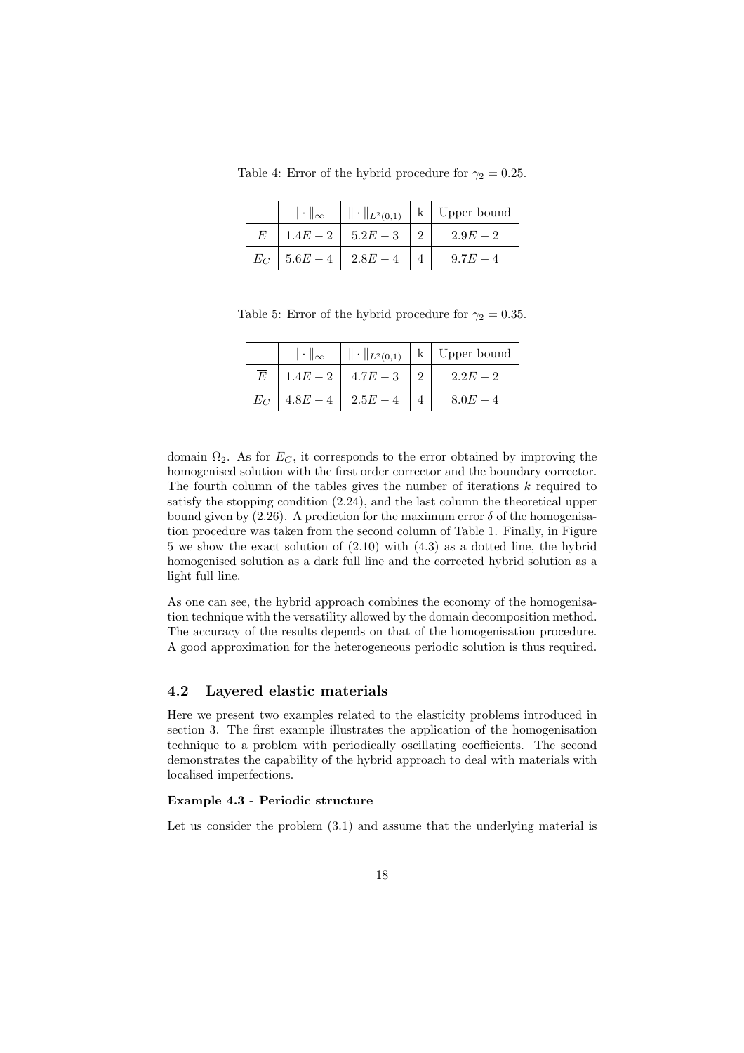Table 4: Error of the hybrid procedure for $\gamma_2 = 0.25$.

| | $\|\cdot\|_\infty$ | $\|\cdot\|_{L^2(0,1)}$ | k | Upper bound |
|---|---|---|---|---|
| $\overline{E}$ | $1.4E-2$ | $5.2E-3$ | 2 | $2.9E-2$ |
| $E_C$ | $5.6E-4$ | $2.8E-4$ | 4 | $9.7E-4$ |

Table 5: Error of the hybrid procedure for $\gamma_2 = 0.35$.

| | $\|\cdot\|_\infty$ | $\|\cdot\|_{L^2(0,1)}$ | k | Upper bound |
|---|---|---|---|---|
| $\overline{E}$ | $1.4E-2$ | $4.7E-3$ | 2 | $2.2E-2$ |
| $E_C$ | $4.8E-4$ | $2.5E-4$ | 4 | $8.0E-4$ |

domain $\Omega_2$. As for $E_C$, it corresponds to the error obtained by improving the homogenised solution with the first order corrector and the boundary corrector. The fourth column of the tables gives the number of iterations $k$ required to satisfy the stopping condition (2.24), and the last column the theoretical upper bound given by (2.26). A prediction for the maximum error $\delta$ of the homogenisation procedure was taken from the second column of Table 1. Finally, in Figure 5 we show the exact solution of (2.10) with (4.3) as a dotted line, the hybrid homogenised solution as a dark full line and the corrected hybrid solution as a light full line.

As one can see, the hybrid approach combines the economy of the homogenisation technique with the versatility allowed by the domain decomposition method. The accuracy of the results depends on that of the homogenisation procedure. A good approximation for the heterogeneous periodic solution is thus required.

## 4.2 Layered elastic materials

Here we present two examples related to the elasticity problems introduced in section 3. The first example illustrates the application of the homogenisation technique to a problem with periodically oscillating coefficients. The second demonstrates the capability of the hybrid approach to deal with materials with localised imperfections.

**Example 4.3 - Periodic structure**

Let us consider the problem (3.1) and assume that the underlying material is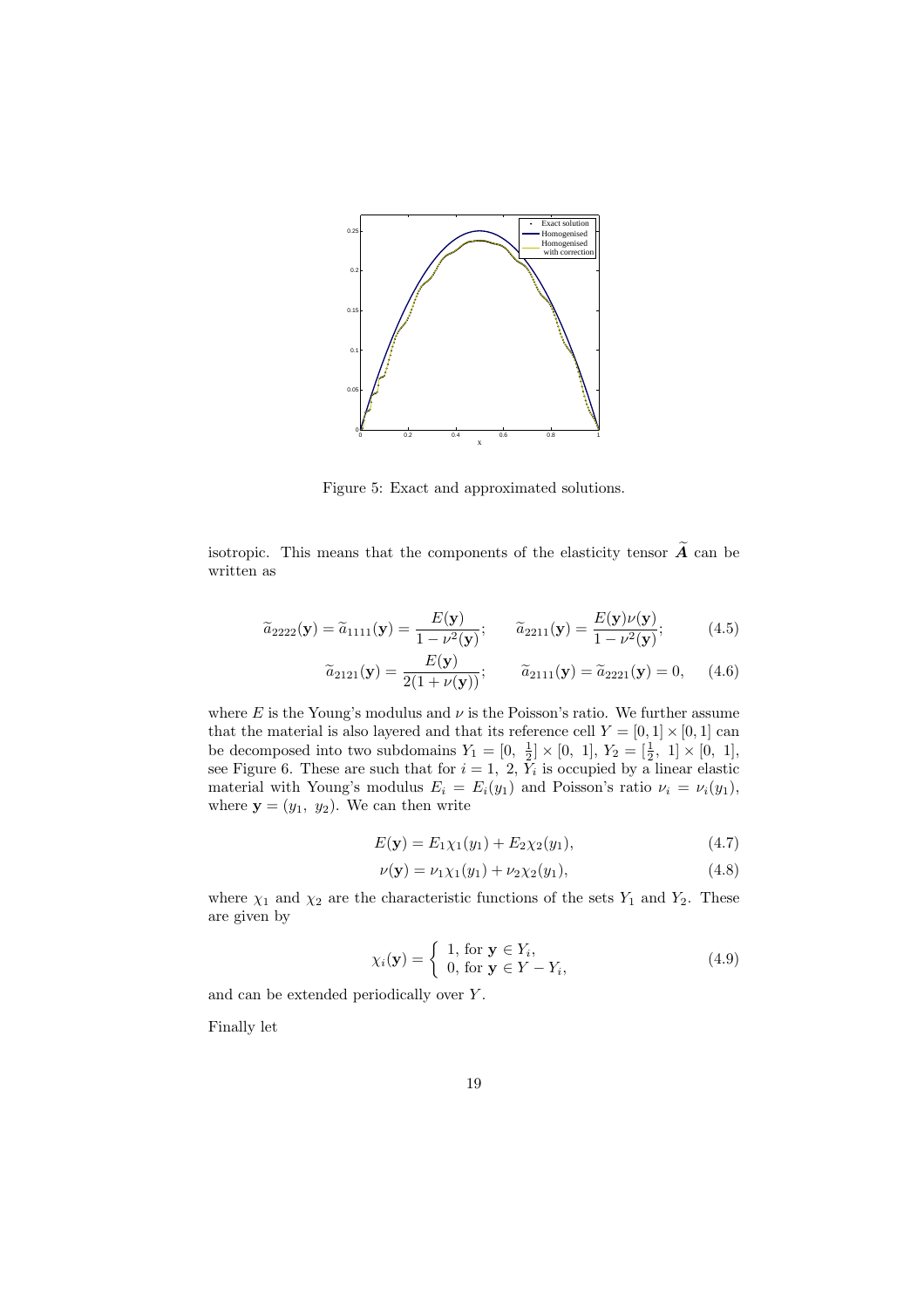Figure 5: Exact and approximated solutions.

isotropic. This means that the components of the elasticity tensor $\widetilde{\boldsymbol{A}}$ can be written as

$$\widetilde{a}_{2222}(\mathbf{y}) = \widetilde{a}_{1111}(\mathbf{y}) = \frac{E(\mathbf{y})}{1-\nu^2(\mathbf{y})}; \qquad \widetilde{a}_{2211}(\mathbf{y}) = \frac{E(\mathbf{y})\nu(\mathbf{y})}{1-\nu^2(\mathbf{y})}; \tag{4.5}$$

$$\widetilde{a}_{2121}(\mathbf{y}) = \frac{E(\mathbf{y})}{2(1+\nu(\mathbf{y}))}; \qquad \widetilde{a}_{2111}(\mathbf{y}) = \widetilde{a}_{2221}(\mathbf{y}) = 0, \tag{4.6}$$

where $E$ is the Young's modulus and $\nu$ is the Poisson's ratio. We further assume that the material is also layered and that its reference cell $Y = [0,1] \times [0,1]$ can be decomposed into two subdomains $Y_1 = [0,\ \frac{1}{2}] \times [0,\ 1]$, $Y_2 = [\frac{1}{2},\ 1] \times [0,\ 1]$, see Figure 6. These are such that for $i = 1,\ 2$, $Y_i$ is occupied by a linear elastic material with Young's modulus $E_i = E_i(y_1)$ and Poisson's ratio $\nu_i = \nu_i(y_1)$, where $\mathbf{y} = (y_1,\ y_2)$. We can then write

$$E(\mathbf{y}) = E_1\chi_1(y_1) + E_2\chi_2(y_1), \tag{4.7}$$

$$\nu(\mathbf{y}) = \nu_1\chi_1(y_1) + \nu_2\chi_2(y_1), \tag{4.8}$$

where $\chi_1$ and $\chi_2$ are the characteristic functions of the sets $Y_1$ and $Y_2$. These are given by

$$\chi_i(\mathbf{y}) = \begin{cases} 1, \text{ for } \mathbf{y} \in Y_i, \\ 0, \text{ for } \mathbf{y} \in Y - Y_i, \end{cases} \tag{4.9}$$

and can be extended periodically over $Y$.

Finally let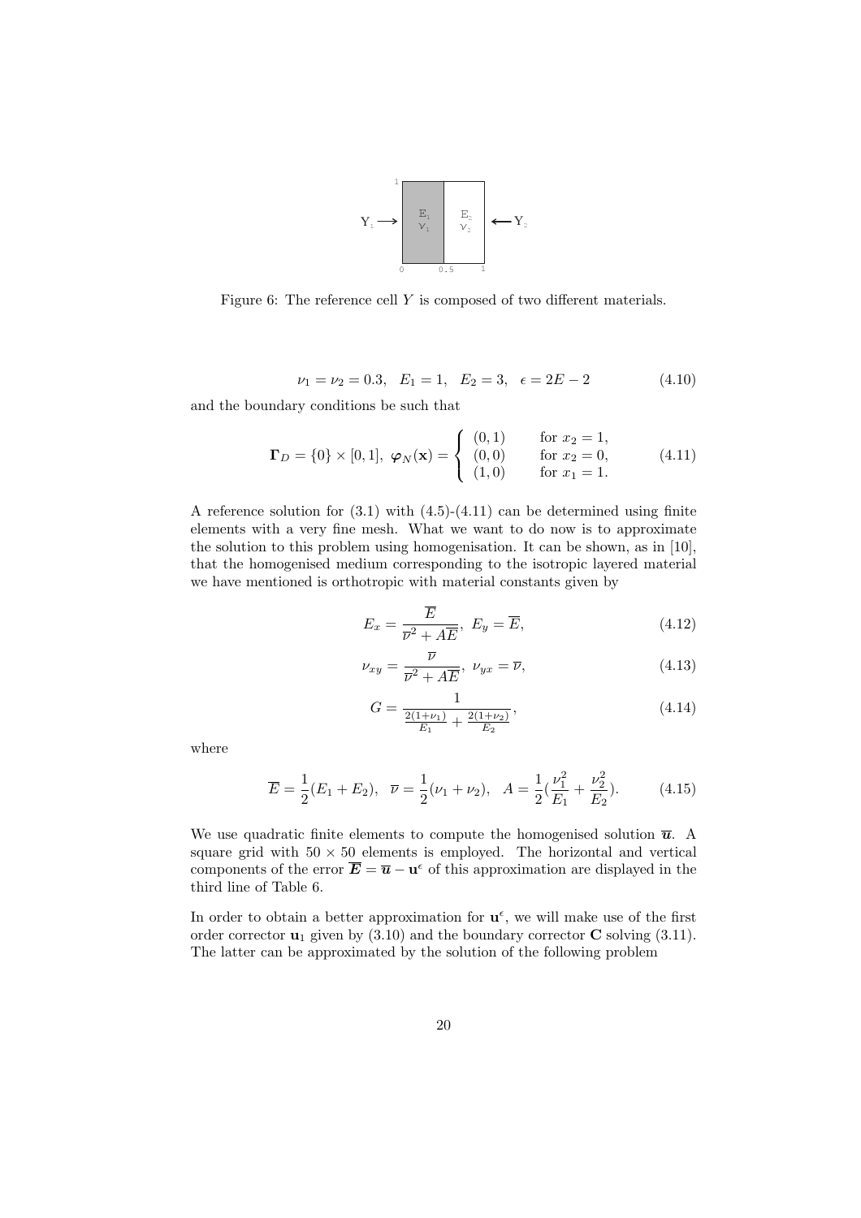Figure 6: The reference cell $Y$ is composed of two different materials.

$$\nu_1 = \nu_2 = 0.3, \quad E_1 = 1, \quad E_2 = 3, \quad \epsilon = 2E-2 \tag{4.10}$$

and the boundary conditions be such that

$$\mathbf{\Gamma}_D = \{0\} \times [0,1], \ \boldsymbol{\varphi}_N(\mathbf{x}) = \begin{cases} (0,1) & \text{for } x_2 = 1, \\ (0,0) & \text{for } x_2 = 0, \\ (1,0) & \text{for } x_1 = 1. \end{cases} \tag{4.11}$$

A reference solution for (3.1) with (4.5)-(4.11) can be determined using finite elements with a very fine mesh. What we want to do now is to approximate the solution to this problem using homogenisation. It can be shown, as in [10], that the homogenised medium corresponding to the isotropic layered material we have mentioned is orthotropic with material constants given by

$$E_x = \frac{\overline{E}}{\overline{\nu}^2 + A\overline{E}}, \ E_y = \overline{E}, \tag{4.12}$$

$$\nu_{xy} = \frac{\overline{\nu}}{\overline{\nu}^2 + A\overline{E}}, \ \nu_{yx} = \overline{\nu}, \tag{4.13}$$

$$G = \frac{1}{\frac{2(1+\nu_1)}{E_1} + \frac{2(1+\nu_2)}{E_2}}, \tag{4.14}$$

where

$$\overline{E} = \frac{1}{2}(E_1 + E_2), \quad \overline{\nu} = \frac{1}{2}(\nu_1 + \nu_2), \quad A = \frac{1}{2}\left(\frac{\nu_1^2}{E_1} + \frac{\nu_2^2}{E_2}\right). \tag{4.15}$$

We use quadratic finite elements to compute the homogenised solution $\overline{\boldsymbol{u}}$. A square grid with $50 \times 50$ elements is employed. The horizontal and vertical components of the error $\overline{\boldsymbol{E}} = \overline{\boldsymbol{u}} - \mathbf{u}^\epsilon$ of this approximation are displayed in the third line of Table 6.

In order to obtain a better approximation for $\mathbf{u}^\epsilon$, we will make use of the first order corrector $\mathbf{u}_1$ given by (3.10) and the boundary corrector $\mathbf{C}$ solving (3.11). The latter can be approximated by the solution of the following problem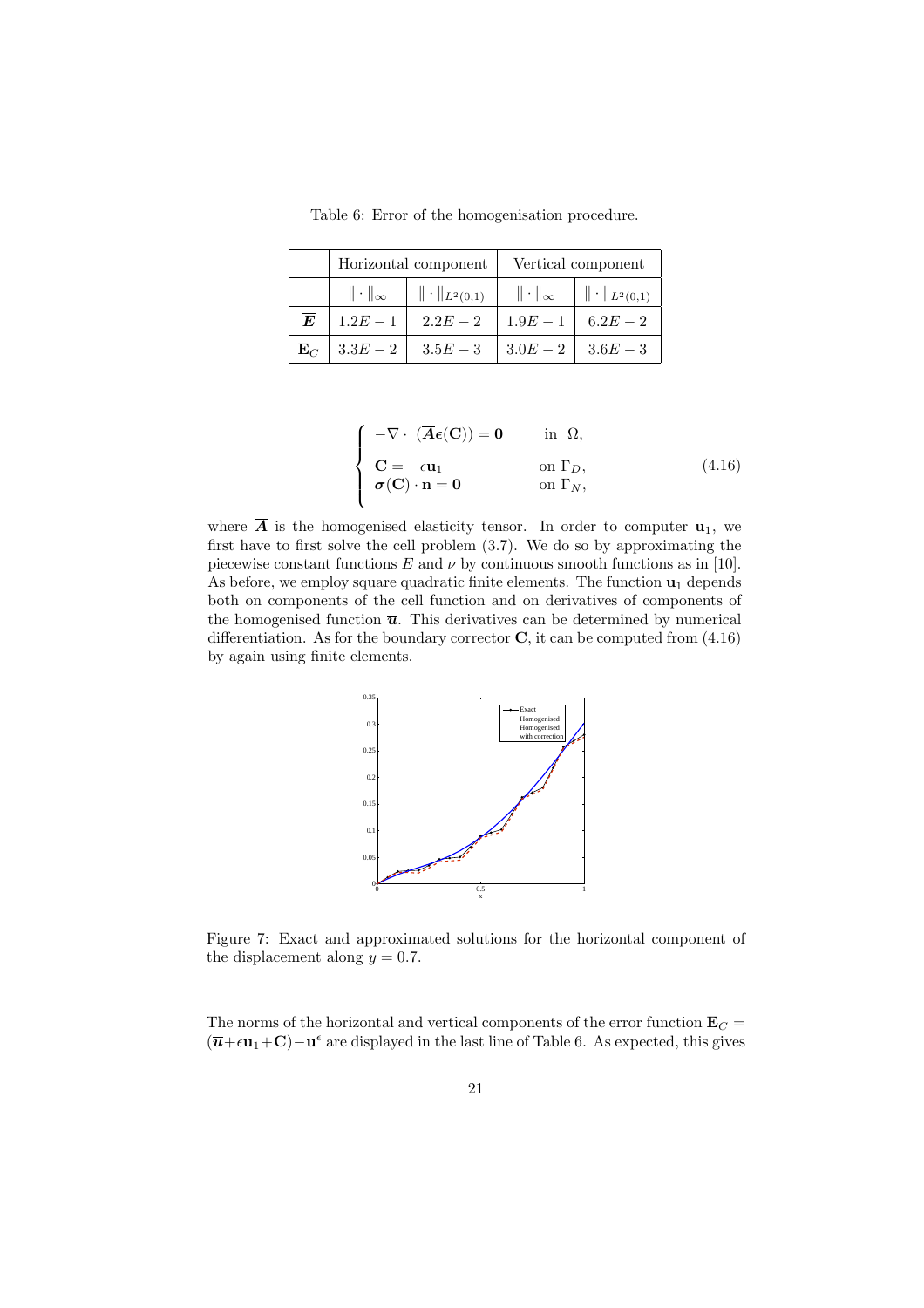Table 6: Error of the homogenisation procedure.

| | Horizontal component | | Vertical component | |
|---|---|---|---|---|
| | $\|\cdot\|_\infty$ | $\|\cdot\|_{L^2(0,1)}$ | $\|\cdot\|_\infty$ | $\|\cdot\|_{L^2(0,1)}$ |
| $\overline{\boldsymbol{E}}$ | $1.2E-1$ | $2.2E-2$ | $1.9E-1$ | $6.2E-2$ |
| $\mathbf{E}_C$ | $3.3E-2$ | $3.5E-3$ | $3.0E-2$ | $3.6E-3$ |

$$
\begin{cases}
-\nabla\cdot\ (\overline{\boldsymbol{A}}\boldsymbol{\epsilon}(\mathbf{C})) = \mathbf{0} & \text{in } \ \Omega, \\
\mathbf{C} = -\epsilon\mathbf{u}_1 & \text{on } \Gamma_D, \\
\boldsymbol{\sigma}(\mathbf{C})\cdot\mathbf{n} = \mathbf{0} & \text{on } \Gamma_N,
\end{cases}
\tag{4.16}
$$

where $\overline{\boldsymbol{A}}$ is the homogenised elasticity tensor. In order to computer $\mathbf{u}_1$, we first have to first solve the cell problem (3.7). We do so by approximating the piecewise constant functions $E$ and $\nu$ by continuous smooth functions as in [10]. As before, we employ square quadratic finite elements. The function $\mathbf{u}_1$ depends both on components of the cell function and on derivatives of components of the homogenised function $\overline{\boldsymbol{u}}$. This derivatives can be determined by numerical differentiation. As for the boundary corrector $\mathbf{C}$, it can be computed from (4.16) by again using finite elements.

Figure 7: Exact and approximated solutions for the horizontal component of the displacement along $y = 0.7$.

The norms of the horizontal and vertical components of the error function $\mathbf{E}_C = (\overline{\boldsymbol{u}}+\epsilon\mathbf{u}_1+\mathbf{C})-\mathbf{u}^\epsilon$ are displayed in the last line of Table 6. As expected, this gives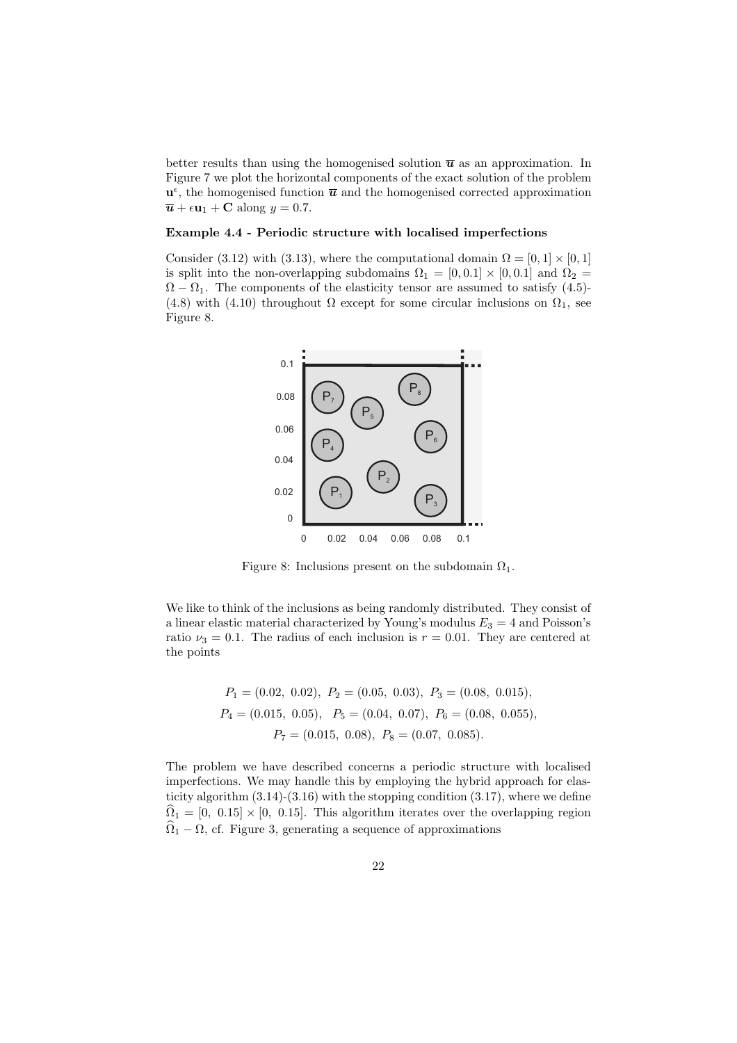better results than using the homogenised solution $\overline{\boldsymbol{u}}$ as an approximation. In Figure 7 we plot the horizontal components of the exact solution of the problem $\mathbf{u}^{\epsilon}$, the homogenised function $\overline{\boldsymbol{u}}$ and the homogenised corrected approximation $\overline{\boldsymbol{u}} + \epsilon \mathbf{u}_1 + \mathbf{C}$ along $y = 0.7$.

**Example 4.4 - Periodic structure with localised imperfections**

Consider (3.12) with (3.13), where the computational domain $\Omega = [0,1] \times [0,1]$ is split into the non-overlapping subdomains $\Omega_1 = [0, 0.1] \times [0, 0.1]$ and $\Omega_2 = \Omega - \Omega_1$. The components of the elasticity tensor are assumed to satisfy (4.5)-(4.8) with (4.10) throughout $\Omega$ except for some circular inclusions on $\Omega_1$, see Figure 8.

Figure 8: Inclusions present on the subdomain $\Omega_1$.

We like to think of the inclusions as being randomly distributed. They consist of a linear elastic material characterized by Young's modulus $E_3 = 4$ and Poisson's ratio $\nu_3 = 0.1$. The radius of each inclusion is $r = 0.01$. They are centered at the points

$$P_1 = (0.02,\ 0.02),\ P_2 = (0.05,\ 0.03),\ P_3 = (0.08,\ 0.015),$$
$$P_4 = (0.015,\ 0.05),\quad P_5 = (0.04,\ 0.07),\ P_6 = (0.08,\ 0.055),$$
$$P_7 = (0.015,\ 0.08),\ P_8 = (0.07,\ 0.085).$$

The problem we have described concerns a periodic structure with localised imperfections. We may handle this by employing the hybrid approach for elasticity algorithm (3.14)-(3.16) with the stopping condition (3.17), where we define $\widehat{\Omega}_1 = [0,\ 0.15] \times [0,\ 0.15]$. This algorithm iterates over the overlapping region $\widehat{\Omega}_1 - \Omega$, cf. Figure 3, generating a sequence of approximations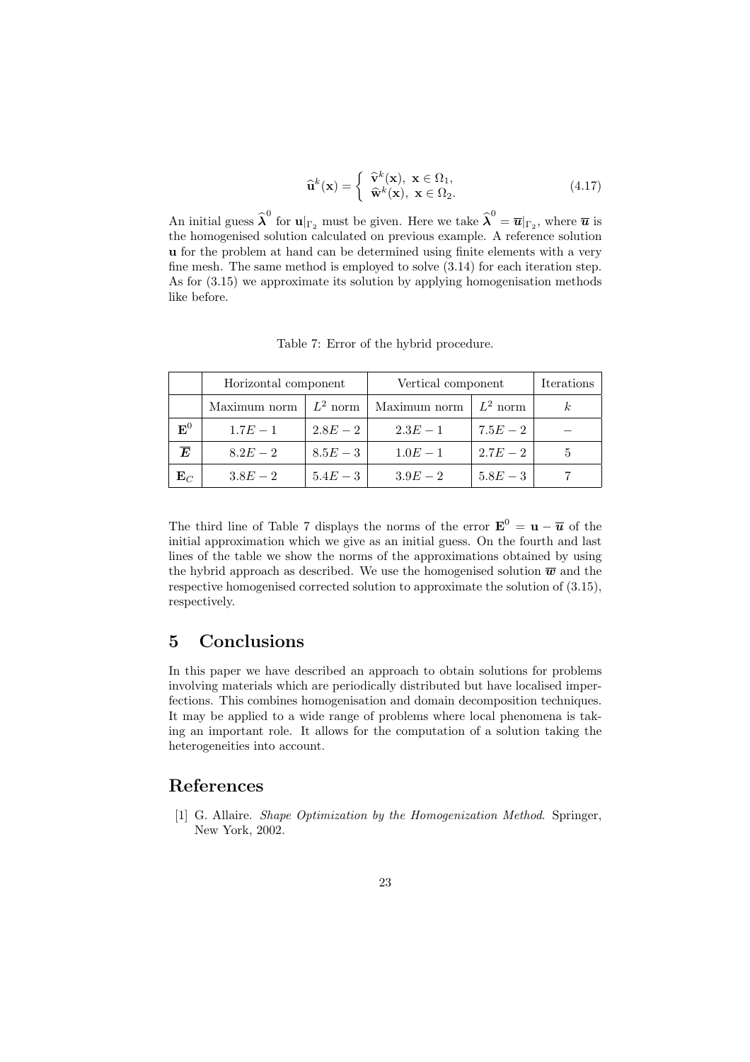$$\widehat{\mathbf{u}}^k(\mathbf{x}) = \begin{cases} \widehat{\mathbf{v}}^k(\mathbf{x}), \ \mathbf{x} \in \Omega_1, \\ \widehat{\mathbf{w}}^k(\mathbf{x}), \ \mathbf{x} \in \Omega_2. \end{cases} \tag{4.17}$$

An initial guess $\widehat{\boldsymbol{\lambda}}^0$ for $\mathbf{u}|_{\Gamma_2}$ must be given. Here we take $\widehat{\boldsymbol{\lambda}}^0 = \overline{\boldsymbol{u}}|_{\Gamma_2}$, where $\overline{\boldsymbol{u}}$ is the homogenised solution calculated on previous example. A reference solution $\mathbf{u}$ for the problem at hand can be determined using finite elements with a very fine mesh. The same method is employed to solve (3.14) for each iteration step. As for (3.15) we approximate its solution by applying homogenisation methods like before.

Table 7: Error of the hybrid procedure.

| | Horizontal component | | Vertical component | | Iterations |
|---|---|---|---|---|---|
| | Maximum norm | $L^2$ norm | Maximum norm | $L^2$ norm | $k$ |
| $\mathbf{E}^0$ | $1.7E-1$ | $2.8E-2$ | $2.3E-1$ | $7.5E-2$ | $-$ |
| $\overline{\boldsymbol{E}}$ | $8.2E-2$ | $8.5E-3$ | $1.0E-1$ | $2.7E-2$ | 5 |
| $\mathbf{E}_C$ | $3.8E-2$ | $5.4E-3$ | $3.9E-2$ | $5.8E-3$ | 7 |

The third line of Table 7 displays the norms of the error $\mathbf{E}^0 = \mathbf{u} - \overline{\boldsymbol{u}}$ of the initial approximation which we give as an initial guess. On the fourth and last lines of the table we show the norms of the approximations obtained by using the hybrid approach as described. We use the homogenised solution $\overline{\boldsymbol{w}}$ and the respective homogenised corrected solution to approximate the solution of (3.15), respectively.

## 5 Conclusions

In this paper we have described an approach to obtain solutions for problems involving materials which are periodically distributed but have localised imperfections. This combines homogenisation and domain decomposition techniques. It may be applied to a wide range of problems where local phenomena is taking an important role. It allows for the computation of a solution taking the heterogeneities into account.

## References

[1] G. Allaire. *Shape Optimization by the Homogenization Method*. Springer, New York, 2002.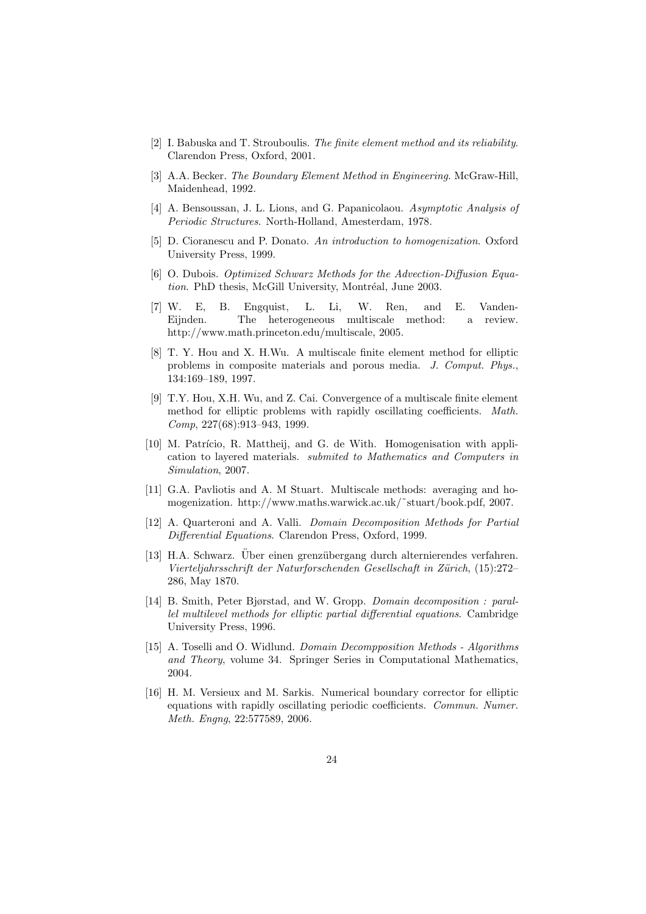[2] I. Babuska and T. Strouboulis. *The finite element method and its reliability*. Clarendon Press, Oxford, 2001.

[3] A.A. Becker. *The Boundary Element Method in Engineering*. McGraw-Hill, Maidenhead, 1992.

[4] A. Bensoussan, J. L. Lions, and G. Papanicolaou. *Asymptotic Analysis of Periodic Structures*. North-Holland, Amesterdam, 1978.

[5] D. Cioranescu and P. Donato. *An introduction to homogenization*. Oxford University Press, 1999.

[6] O. Dubois. *Optimized Schwarz Methods for the Advection-Diffusion Equation*. PhD thesis, McGill University, Montréal, June 2003.

[7] W. E, B. Engquist, L. Li, W. Ren, and E. Vanden-Eijnden. The heterogeneous multiscale method: a review. http://www.math.princeton.edu/multiscale, 2005.

[8] T. Y. Hou and X. H.Wu. A multiscale finite element method for elliptic problems in composite materials and porous media. *J. Comput. Phys.*, 134:169–189, 1997.

[9] T.Y. Hou, X.H. Wu, and Z. Cai. Convergence of a multiscale finite element method for elliptic problems with rapidly oscillating coefficients. *Math. Comp*, 227(68):913–943, 1999.

[10] M. Patrício, R. Mattheij, and G. de With. Homogenisation with application to layered materials. *submited to Mathematics and Computers in Simulation*, 2007.

[11] G.A. Pavliotis and A. M Stuart. Multiscale methods: averaging and homogenization. http://www.maths.warwick.ac.uk/˜stuart/book.pdf, 2007.

[12] A. Quarteroni and A. Valli. *Domain Decomposition Methods for Partial Differential Equations*. Clarendon Press, Oxford, 1999.

[13] H.A. Schwarz. Über einen grenzübergang durch alternierendes verfahren. *Vierteljahrsschrift der Naturforschenden Gesellschaft in Zürich*, (15):272–286, May 1870.

[14] B. Smith, Peter Bjørstad, and W. Gropp. *Domain decomposition : parallel multilevel methods for elliptic partial differential equations*. Cambridge University Press, 1996.

[15] A. Toselli and O. Widlund. *Domain Decompposition Methods - Algorithms and Theory*, volume 34. Springer Series in Computational Mathematics, 2004.

[16] H. M. Versieux and M. Sarkis. Numerical boundary corrector for elliptic equations with rapidly oscillating periodic coefficients. *Commun. Numer. Meth. Engng*, 22:577589, 2006.